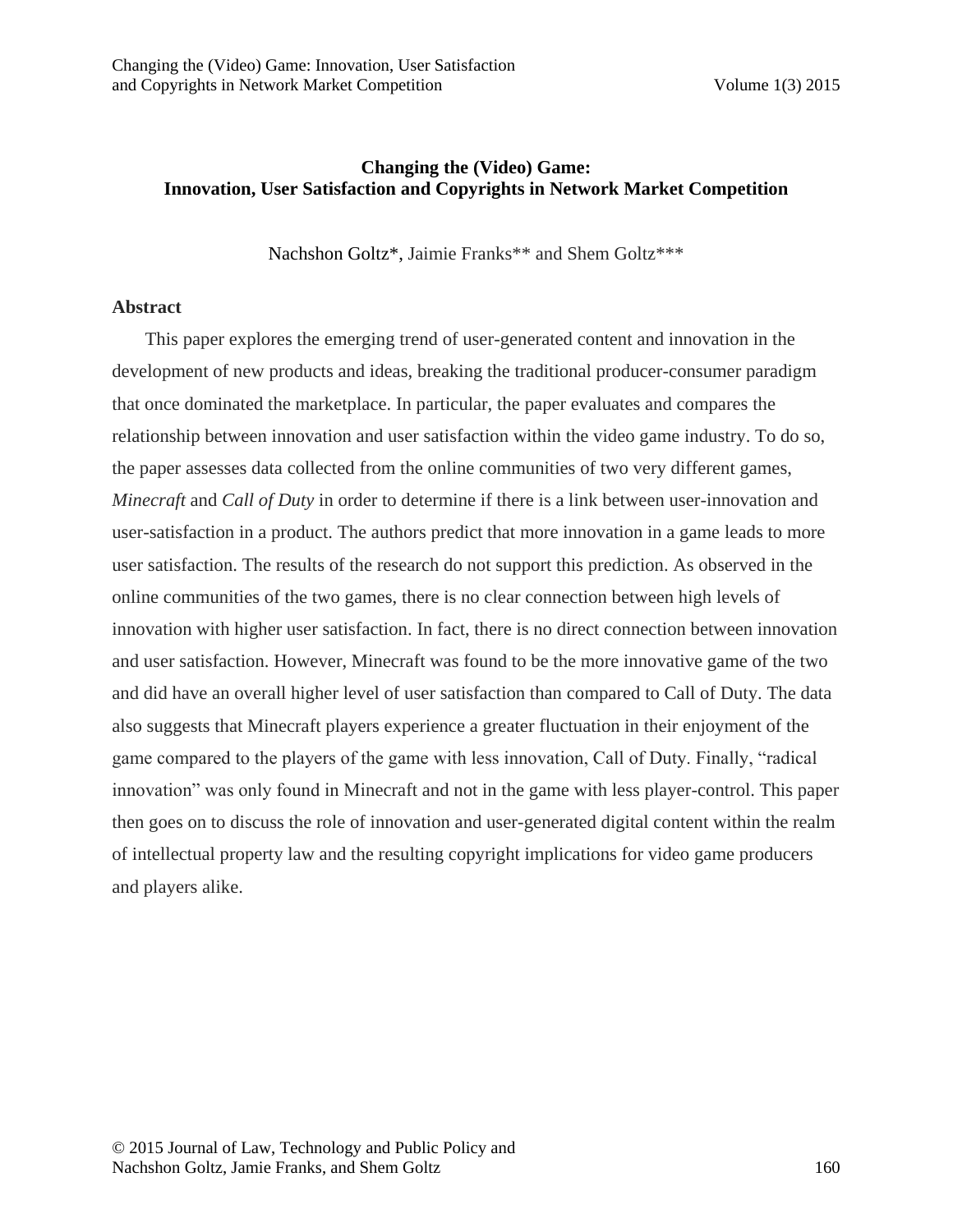# Changing the (Video) Game: Innovation, User Satisfaction and Copyrights in Network Market Competition

Nachshon Goltz*, Jaimie Franks** and Shem Goltz***

## Abstract

This paper explores the emerging trend of user-generated content and innovation in the development of new products and ideas, breaking the traditional producer-consumer paradigm that once dominated the marketplace. In particular, the paper evaluates and compares the relationship between innovation and user satisfaction within the video game industry. To do so, the paper assesses data collected from the online communities of two very different games, *Minecraft* and *Call of Duty* in order to determine if there is a link between user-innovation and user-satisfaction in a product. The authors predict that more innovation in a game leads to more user satisfaction. The results of the research do not support this prediction. As observed in the online communities of the two games, there is no clear connection between high levels of innovation with higher user satisfaction. In fact, there is no direct connection between innovation and user satisfaction. However, Minecraft was found to be the more innovative game of the two and did have an overall higher level of user satisfaction than compared to Call of Duty. The data also suggests that Minecraft players experience a greater fluctuation in their enjoyment of the game compared to the players of the game with less innovation, Call of Duty. Finally, "radical innovation" was only found in Minecraft and not in the game with less player-control. This paper then goes on to discuss the role of innovation and user-generated digital content within the realm of intellectual property law and the resulting copyright implications for video game producers and players alike.

© 2015 Journal of Law, Technology and Public Policy and Nachshon Goltz, Jamie Franks, and Shem Goltz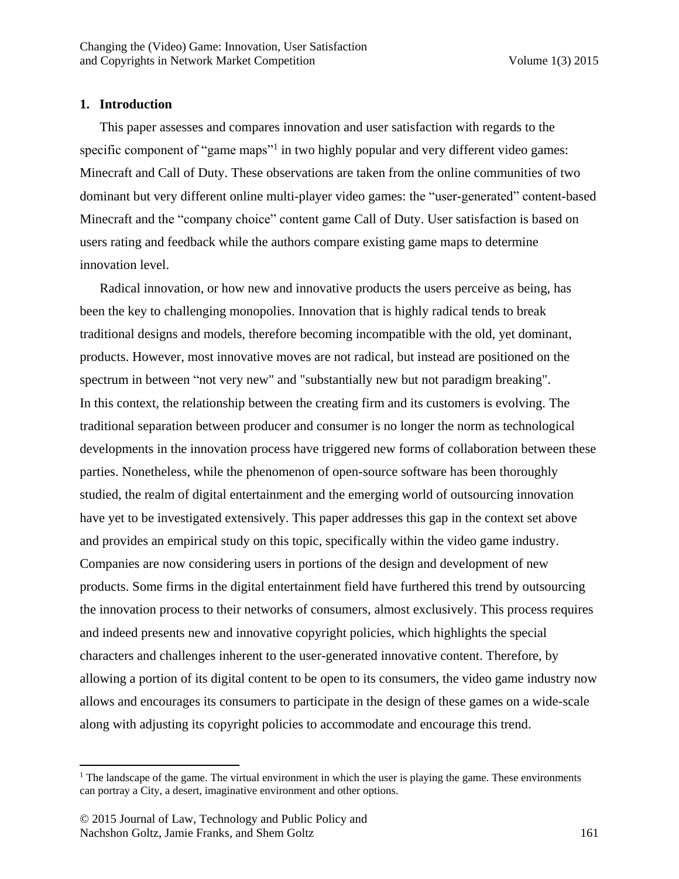## 1. Introduction

This paper assesses and compares innovation and user satisfaction with regards to the specific component of "game maps"[1] in two highly popular and very different video games: Minecraft and Call of Duty. These observations are taken from the online communities of two dominant but very different online multi-player video games: the "user-generated" content-based Minecraft and the "company choice" content game Call of Duty. User satisfaction is based on users rating and feedback while the authors compare existing game maps to determine innovation level.

Radical innovation, or how new and innovative products the users perceive as being, has been the key to challenging monopolies. Innovation that is highly radical tends to break traditional designs and models, therefore becoming incompatible with the old, yet dominant, products. However, most innovative moves are not radical, but instead are positioned on the spectrum in between "not very new" and "substantially new but not paradigm breaking". In this context, the relationship between the creating firm and its customers is evolving. The traditional separation between producer and consumer is no longer the norm as technological developments in the innovation process have triggered new forms of collaboration between these parties. Nonetheless, while the phenomenon of open-source software has been thoroughly studied, the realm of digital entertainment and the emerging world of outsourcing innovation have yet to be investigated extensively. This paper addresses this gap in the context set above and provides an empirical study on this topic, specifically within the video game industry. Companies are now considering users in portions of the design and development of new products. Some firms in the digital entertainment field have furthered this trend by outsourcing the innovation process to their networks of consumers, almost exclusively. This process requires and indeed presents new and innovative copyright policies, which highlights the special characters and challenges inherent to the user-generated innovative content. Therefore, by allowing a portion of its digital content to be open to its consumers, the video game industry now allows and encourages its consumers to participate in the design of these games on a wide-scale along with adjusting its copyright policies to accommodate and encourage this trend.

[1] The landscape of the game. The virtual environment in which the user is playing the game. These environments can portray a City, a desert, imaginative environment and other options.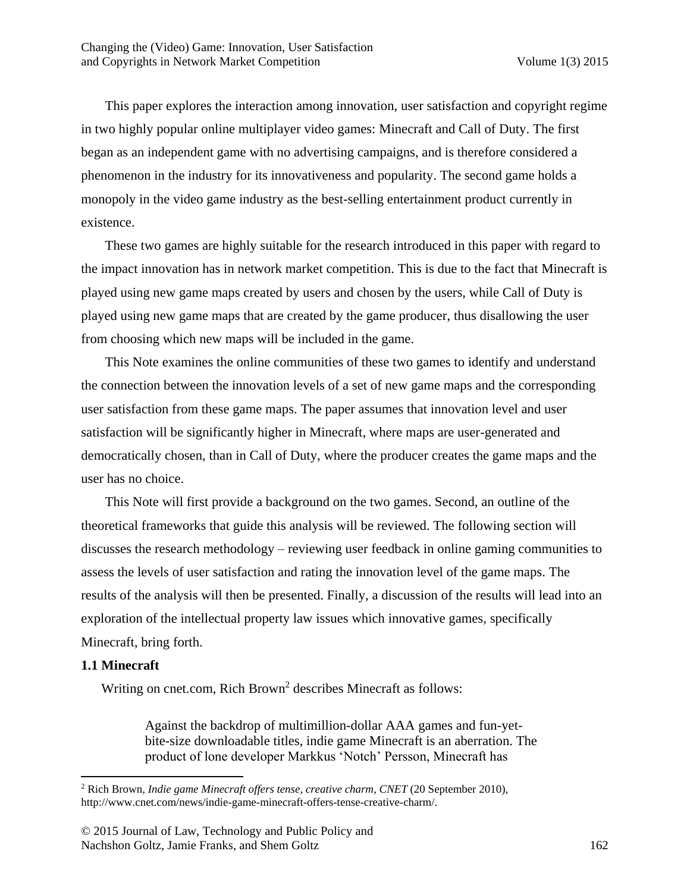This paper explores the interaction among innovation, user satisfaction and copyright regime in two highly popular online multiplayer video games: Minecraft and Call of Duty. The first began as an independent game with no advertising campaigns, and is therefore considered a phenomenon in the industry for its innovativeness and popularity. The second game holds a monopoly in the video game industry as the best-selling entertainment product currently in existence.

These two games are highly suitable for the research introduced in this paper with regard to the impact innovation has in network market competition. This is due to the fact that Minecraft is played using new game maps created by users and chosen by the users, while Call of Duty is played using new game maps that are created by the game producer, thus disallowing the user from choosing which new maps will be included in the game.

This Note examines the online communities of these two games to identify and understand the connection between the innovation levels of a set of new game maps and the corresponding user satisfaction from these game maps. The paper assumes that innovation level and user satisfaction will be significantly higher in Minecraft, where maps are user-generated and democratically chosen, than in Call of Duty, where the producer creates the game maps and the user has no choice.

This Note will first provide a background on the two games. Second, an outline of the theoretical frameworks that guide this analysis will be reviewed. The following section will discusses the research methodology – reviewing user feedback in online gaming communities to assess the levels of user satisfaction and rating the innovation level of the game maps. The results of the analysis will then be presented. Finally, a discussion of the results will lead into an exploration of the intellectual property law issues which innovative games, specifically Minecraft, bring forth.

### 1.1 Minecraft

Writing on cnet.com, Rich Brown[2] describes Minecraft as follows:

> Against the backdrop of multimillion-dollar AAA games and fun-yet-bite-size downloadable titles, indie game Minecraft is an aberration. The product of lone developer Markkus 'Notch' Persson, Minecraft has

---

[2] Rich Brown, *Indie game Minecraft offers tense, creative charm, CNET* (20 September 2010), http://www.cnet.com/news/indie-game-minecraft-offers-tense-creative-charm/.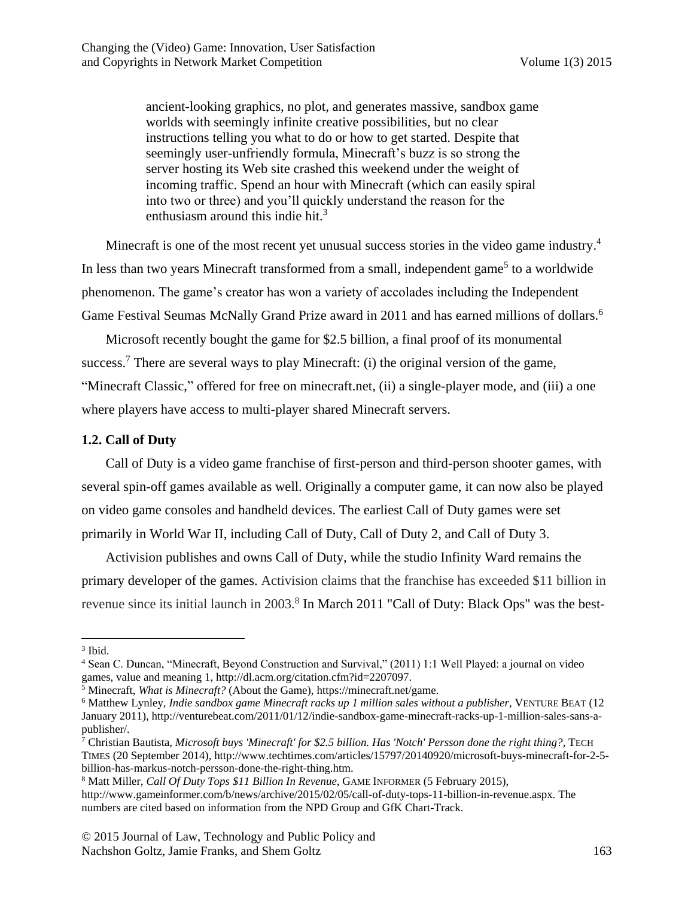> ancient-looking graphics, no plot, and generates massive, sandbox game worlds with seemingly infinite creative possibilities, but no clear instructions telling you what to do or how to get started. Despite that seemingly user-unfriendly formula, Minecraft's buzz is so strong the server hosting its Web site crashed this weekend under the weight of incoming traffic. Spend an hour with Minecraft (which can easily spiral into two or three) and you'll quickly understand the reason for the enthusiasm around this indie hit.[3]

Minecraft is one of the most recent yet unusual success stories in the video game industry.[4] In less than two years Minecraft transformed from a small, independent game[5] to a worldwide phenomenon. The game's creator has won a variety of accolades including the Independent Game Festival Seumas McNally Grand Prize award in 2011 and has earned millions of dollars.[6]

Microsoft recently bought the game for $2.5 billion, a final proof of its monumental success.[7] There are several ways to play Minecraft: (i) the original version of the game, "Minecraft Classic," offered for free on minecraft.net, (ii) a single-player mode, and (iii) a one where players have access to multi-player shared Minecraft servers.

### 1.2. Call of Duty

Call of Duty is a video game franchise of first-person and third-person shooter games, with several spin-off games available as well. Originally a computer game, it can now also be played on video game consoles and handheld devices. The earliest Call of Duty games were set primarily in World War II, including Call of Duty, Call of Duty 2, and Call of Duty 3.

Activision publishes and owns Call of Duty, while the studio Infinity Ward remains the primary developer of the games. Activision claims that the franchise has exceeded $11 billion in revenue since its initial launch in 2003.[8] In March 2011 "Call of Duty: Black Ops" was the best-

---

[3] Ibid.

[4] Sean C. Duncan, "Minecraft, Beyond Construction and Survival," (2011) 1:1 Well Played: a journal on video games, value and meaning 1, http://dl.acm.org/citation.cfm?id=2207097.

[5] Minecraft, *What is Minecraft?* (About the Game), https://minecraft.net/game.

[6] Matthew Lynley, *Indie sandbox game Minecraft racks up 1 million sales without a publisher*, VENTURE BEAT (12 January 2011), http://venturebeat.com/2011/01/12/indie-sandbox-game-minecraft-racks-up-1-million-sales-sans-a-publisher/.

[7] Christian Bautista, *Microsoft buys 'Minecraft' for $2.5 billion. Has 'Notch' Persson done the right thing?*, TECH TIMES (20 September 2014), http://www.techtimes.com/articles/15797/20140920/microsoft-buys-minecraft-for-2-5-billion-has-markus-notch-persson-done-the-right-thing.htm.

[8] Matt Miller, *Call Of Duty Tops $11 Billion In Revenue*, GAME INFORMER (5 February 2015), http://www.gameinformer.com/b/news/archive/2015/02/05/call-of-duty-tops-11-billion-in-revenue.aspx. The numbers are cited based on information from the NPD Group and GfK Chart-Track.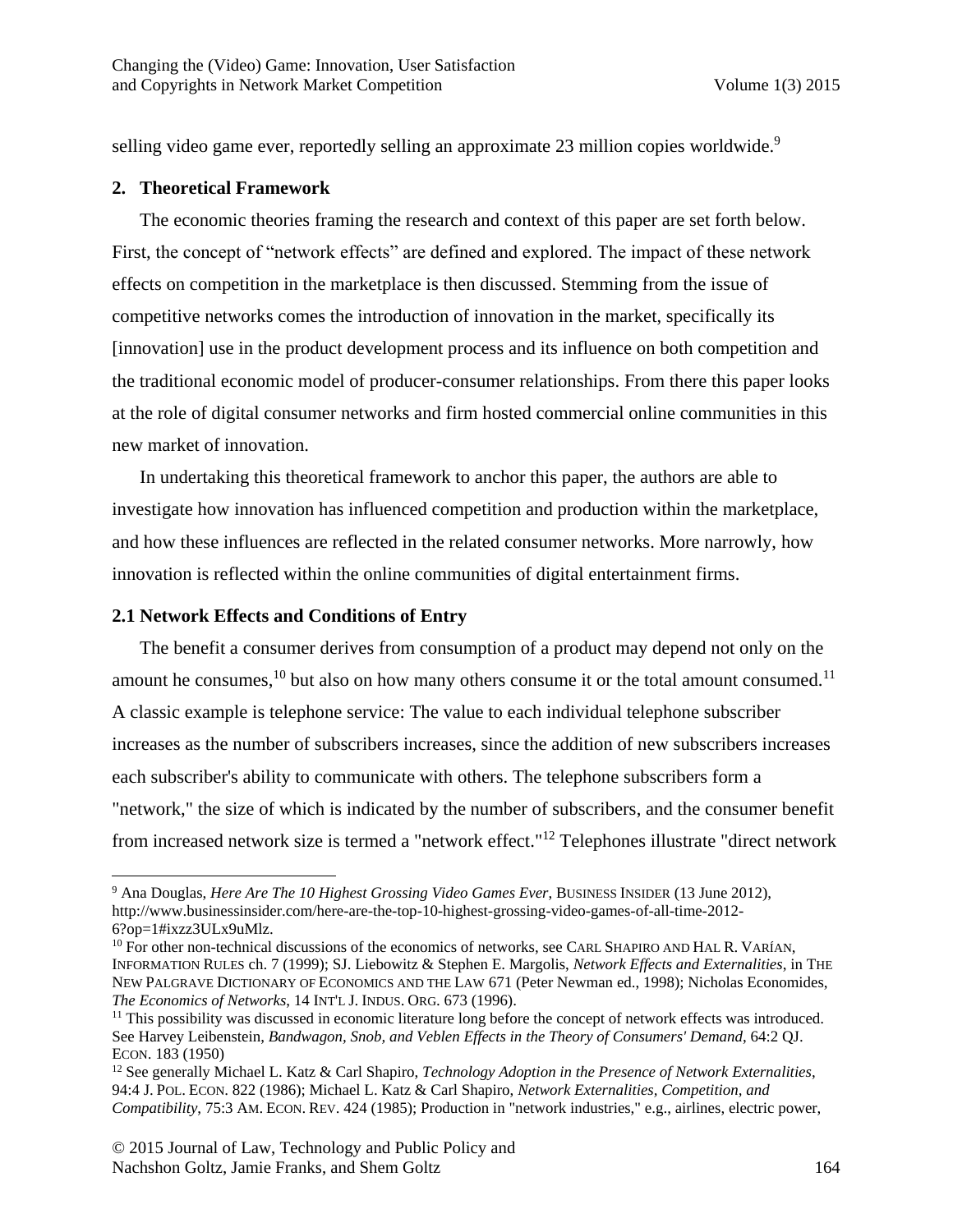selling video game ever, reportedly selling an approximate 23 million copies worldwide.[9]

## 2. Theoretical Framework

The economic theories framing the research and context of this paper are set forth below. First, the concept of "network effects" are defined and explored. The impact of these network effects on competition in the marketplace is then discussed. Stemming from the issue of competitive networks comes the introduction of innovation in the market, specifically its [innovation] use in the product development process and its influence on both competition and the traditional economic model of producer-consumer relationships. From there this paper looks at the role of digital consumer networks and firm hosted commercial online communities in this new market of innovation.

In undertaking this theoretical framework to anchor this paper, the authors are able to investigate how innovation has influenced competition and production within the marketplace, and how these influences are reflected in the related consumer networks. More narrowly, how innovation is reflected within the online communities of digital entertainment firms.

### 2.1 Network Effects and Conditions of Entry

The benefit a consumer derives from consumption of a product may depend not only on the amount he consumes,[10] but also on how many others consume it or the total amount consumed.[11] A classic example is telephone service: The value to each individual telephone subscriber increases as the number of subscribers increases, since the addition of new subscribers increases each subscriber's ability to communicate with others. The telephone subscribers form a "network," the size of which is indicated by the number of subscribers, and the consumer benefit from increased network size is termed a "network effect."[12] Telephones illustrate "direct network

---

[9] Ana Douglas, *Here Are The 10 Highest Grossing Video Games Ever*, BUSINESS INSIDER (13 June 2012), http://www.businessinsider.com/here-are-the-top-10-highest-grossing-video-games-of-all-time-2012-6?op=1#ixzz3ULx9uMlz.

[10] For other non-technical discussions of the economics of networks, see CARL SHAPIRO AND HAL R. VARÍAN, INFORMATION RULES ch. 7 (1999); SJ. Liebowitz & Stephen E. Margolis, *Network Effects and Externalities*, in THE NEW PALGRAVE DICTIONARY OF ECONOMICS AND THE LAW 671 (Peter Newman ed., 1998); Nicholas Economides, *The Economics of Networks*, 14 INT'L J. INDUS. ORG. 673 (1996).

[11] This possibility was discussed in economic literature long before the concept of network effects was introduced. See Harvey Leibenstein, *Bandwagon, Snob, and Veblen Effects in the Theory of Consumers' Demand*, 64:2 QJ. ECON. 183 (1950)

[12] See generally Michael L. Katz & Carl Shapiro, *Technology Adoption in the Presence of Network Externalities*, 94:4 J. POL. ECON. 822 (1986); Michael L. Katz & Carl Shapiro, *Network Externalities, Competition, and Compatibility*, 75:3 AM. ECON. REV. 424 (1985); Production in "network industries," e.g., airlines, electric power,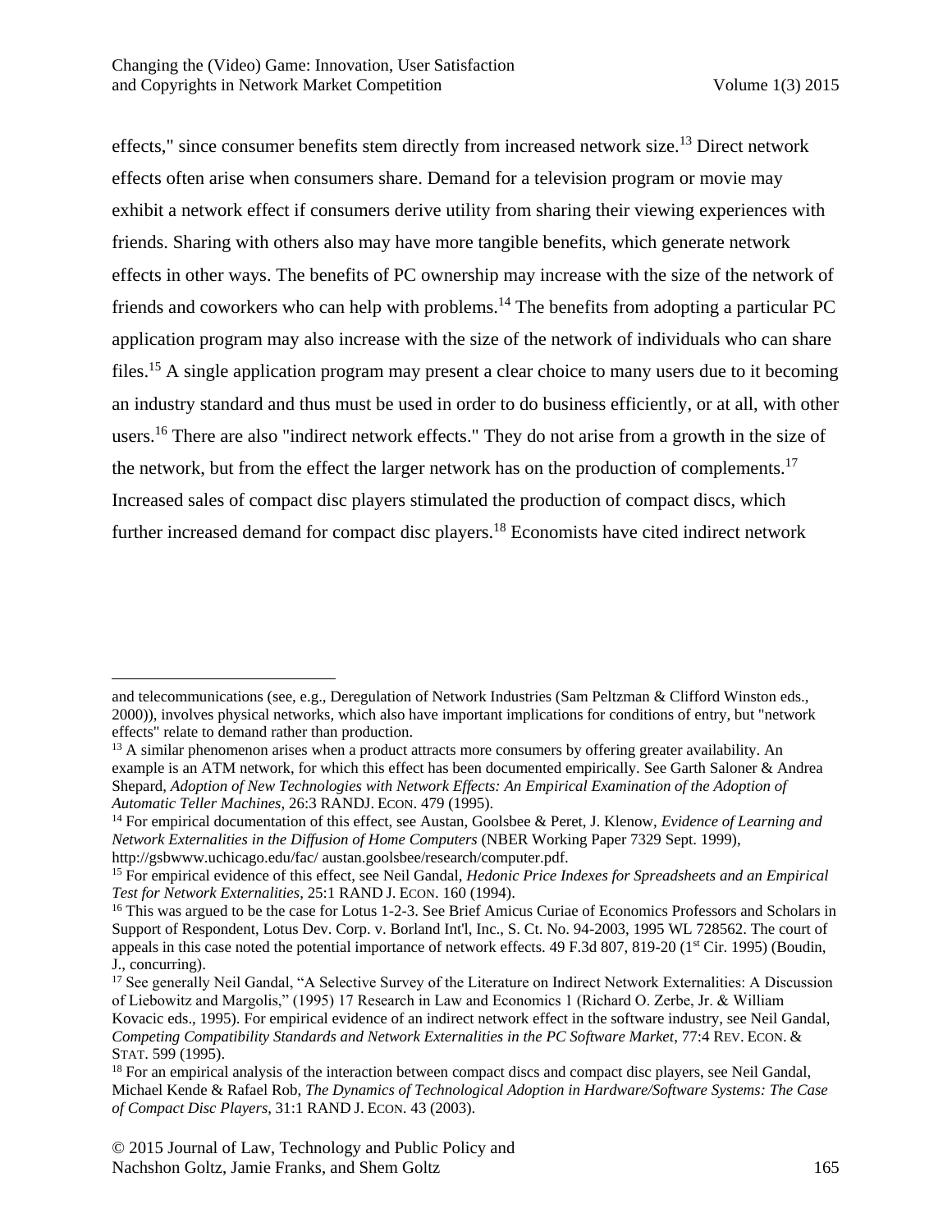effects," since consumer benefits stem directly from increased network size.[13] Direct network effects often arise when consumers share. Demand for a television program or movie may exhibit a network effect if consumers derive utility from sharing their viewing experiences with friends. Sharing with others also may have more tangible benefits, which generate network effects in other ways. The benefits of PC ownership may increase with the size of the network of friends and coworkers who can help with problems.[14] The benefits from adopting a particular PC application program may also increase with the size of the network of individuals who can share files.[15] A single application program may present a clear choice to many users due to it becoming an industry standard and thus must be used in order to do business efficiently, or at all, with other users.[16] There are also "indirect network effects." They do not arise from a growth in the size of the network, but from the effect the larger network has on the production of complements.[17] Increased sales of compact disc players stimulated the production of compact discs, which further increased demand for compact disc players.[18] Economists have cited indirect network

---

and telecommunications (see, e.g., Deregulation of Network Industries (Sam Peltzman & Clifford Winston eds., 2000)), involves physical networks, which also have important implications for conditions of entry, but "network effects" relate to demand rather than production.

[13] A similar phenomenon arises when a product attracts more consumers by offering greater availability. An example is an ATM network, for which this effect has been documented empirically. See Garth Saloner & Andrea Shepard, *Adoption of New Technologies with Network Effects: An Empirical Examination of the Adoption of Automatic Teller Machines*, 26:3 RANDJ. ECON. 479 (1995).

[14] For empirical documentation of this effect, see Austan, Goolsbee & Peret, J. Klenow, *Evidence of Learning and Network Externalities in the Diffusion of Home Computers* (NBER Working Paper 7329 Sept. 1999), http://gsbwww.uchicago.edu/fac/ austan.goolsbee/research/computer.pdf.

[15] For empirical evidence of this effect, see Neil Gandal, *Hedonic Price Indexes for Spreadsheets and an Empirical Test for Network Externalities*, 25:1 RAND J. ECON. 160 (1994).

[16] This was argued to be the case for Lotus 1-2-3. See Brief Amicus Curiae of Economics Professors and Scholars in Support of Respondent, Lotus Dev. Corp. v. Borland Int'l, Inc., S. Ct. No. 94-2003, 1995 WL 728562. The court of appeals in this case noted the potential importance of network effects. 49 F.3d 807, 819-20 (1st Cir. 1995) (Boudin, J., concurring).

[17] See generally Neil Gandal, "A Selective Survey of the Literature on Indirect Network Externalities: A Discussion of Liebowitz and Margolis," (1995) 17 Research in Law and Economics 1 (Richard O. Zerbe, Jr. & William Kovacic eds., 1995). For empirical evidence of an indirect network effect in the software industry, see Neil Gandal, *Competing Compatibility Standards and Network Externalities in the PC Software Market*, 77:4 REV. ECON. & STAT. 599 (1995).

[18] For an empirical analysis of the interaction between compact discs and compact disc players, see Neil Gandal, Michael Kende & Rafael Rob, *The Dynamics of Technological Adoption in Hardware/Software Systems: The Case of Compact Disc Players*, 31:1 RAND J. ECON. 43 (2003).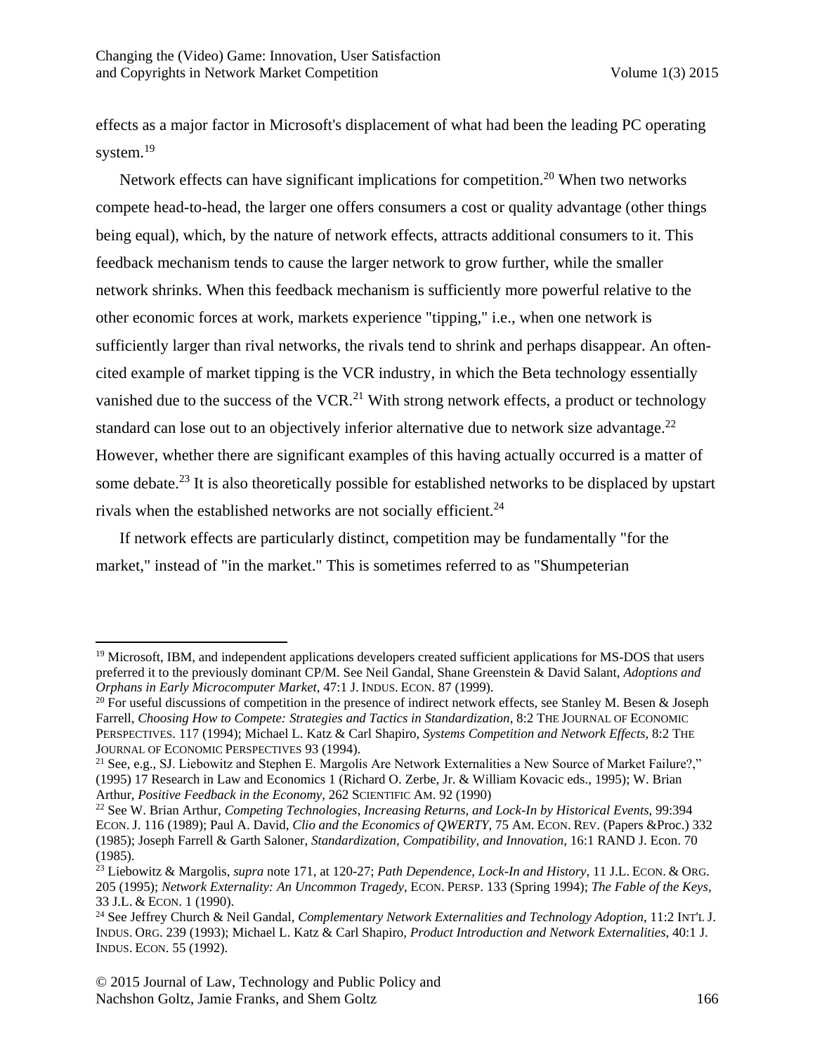effects as a major factor in Microsoft's displacement of what had been the leading PC operating system.[19]

Network effects can have significant implications for competition.[20] When two networks compete head-to-head, the larger one offers consumers a cost or quality advantage (other things being equal), which, by the nature of network effects, attracts additional consumers to it. This feedback mechanism tends to cause the larger network to grow further, while the smaller network shrinks. When this feedback mechanism is sufficiently more powerful relative to the other economic forces at work, markets experience "tipping," i.e., when one network is sufficiently larger than rival networks, the rivals tend to shrink and perhaps disappear. An often-cited example of market tipping is the VCR industry, in which the Beta technology essentially vanished due to the success of the VCR.[21] With strong network effects, a product or technology standard can lose out to an objectively inferior alternative due to network size advantage.[22] However, whether there are significant examples of this having actually occurred is a matter of some debate.[23] It is also theoretically possible for established networks to be displaced by upstart rivals when the established networks are not socially efficient.[24]

If network effects are particularly distinct, competition may be fundamentally "for the market," instead of "in the market." This is sometimes referred to as "Shumpeterian

---

[19] Microsoft, IBM, and independent applications developers created sufficient applications for MS-DOS that users preferred it to the previously dominant CP/M. See Neil Gandal, Shane Greenstein & David Salant, *Adoptions and Orphans in Early Microcomputer Market*, 47:1 J. INDUS. ECON. 87 (1999).

[20] For useful discussions of competition in the presence of indirect network effects, see Stanley M. Besen & Joseph Farrell, *Choosing How to Compete: Strategies and Tactics in Standardization*, 8:2 THE JOURNAL OF ECONOMIC PERSPECTIVES. 117 (1994); Michael L. Katz & Carl Shapiro, *Systems Competition and Network Effects*, 8:2 THE JOURNAL OF ECONOMIC PERSPECTIVES 93 (1994).

[21] See, e.g., SJ. Liebowitz and Stephen E. Margolis Are Network Externalities a New Source of Market Failure?," (1995) 17 Research in Law and Economics 1 (Richard O. Zerbe, Jr. & William Kovacic eds., 1995); W. Brian Arthur, *Positive Feedback in the Economy*, 262 SCIENTIFIC AM. 92 (1990)

[22] See W. Brian Arthur, *Competing Technologies, Increasing Returns, and Lock-In by Historical Events*, 99:394 ECON. J. 116 (1989); Paul A. David, *Clio and the Economics of QWERTY*, 75 AM. ECON. REV. (Papers &Proc.) 332 (1985); Joseph Farrell & Garth Saloner, *Standardization, Compatibility, and Innovation*, 16:1 RAND J. Econ. 70 (1985).

[23] Liebowitz & Margolis, *supra* note 171, at 120-27; *Path Dependence, Lock-In and History*, 11 J.L. ECON. & ORG. 205 (1995); *Network Externality: An Uncommon Tragedy*, ECON. PERSP. 133 (Spring 1994); *The Fable of the Keys*, 33 J.L. & ECON. 1 (1990).

[24] See Jeffrey Church & Neil Gandal, *Complementary Network Externalities and Technology Adoption*, 11:2 INT'L J. INDUS. ORG. 239 (1993); Michael L. Katz & Carl Shapiro, *Product Introduction and Network Externalities*, 40:1 J. INDUS. ECON. 55 (1992).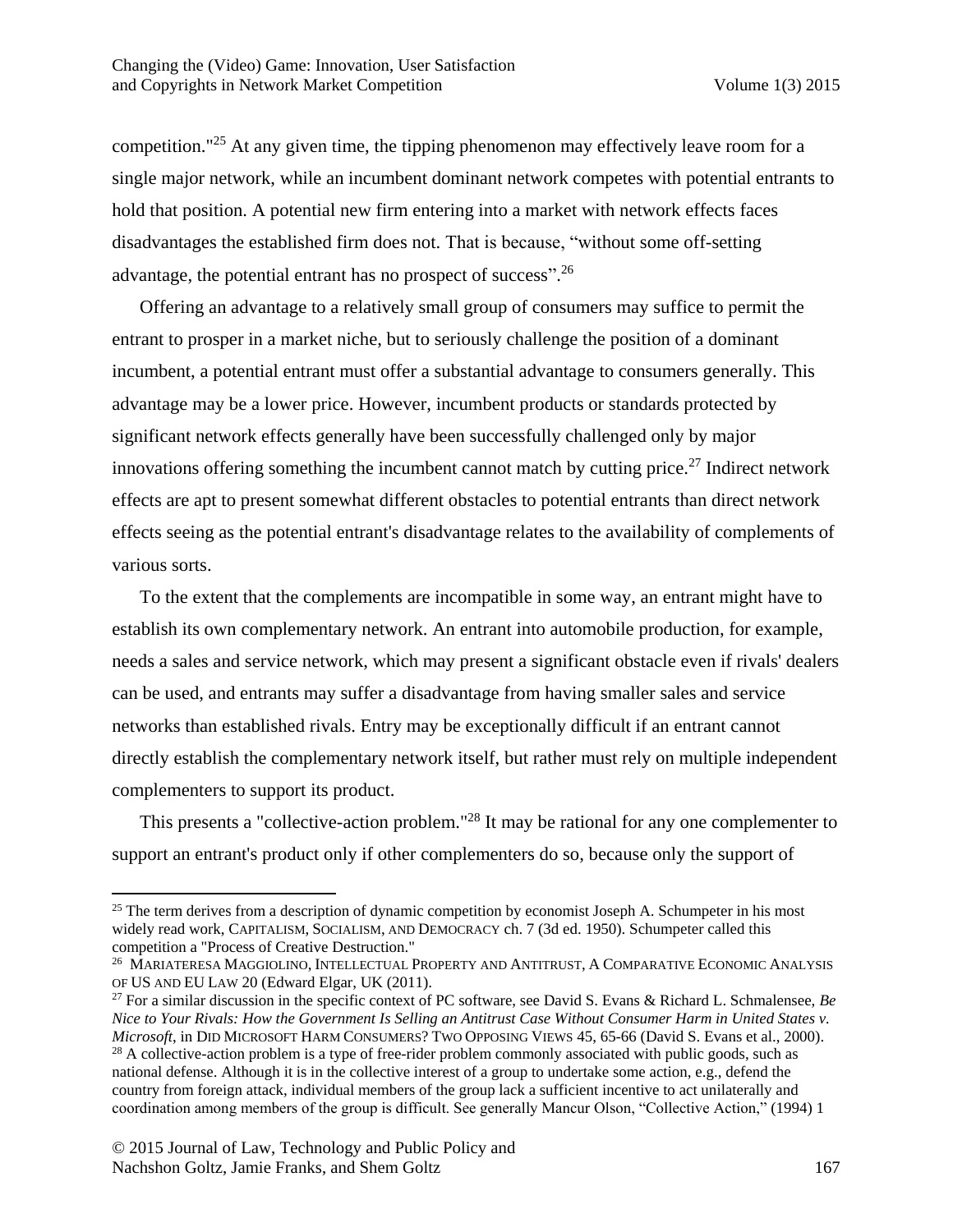competition."[25] At any given time, the tipping phenomenon may effectively leave room for a single major network, while an incumbent dominant network competes with potential entrants to hold that position. A potential new firm entering into a market with network effects faces disadvantages the established firm does not. That is because, "without some off-setting advantage, the potential entrant has no prospect of success".[26]

Offering an advantage to a relatively small group of consumers may suffice to permit the entrant to prosper in a market niche, but to seriously challenge the position of a dominant incumbent, a potential entrant must offer a substantial advantage to consumers generally. This advantage may be a lower price. However, incumbent products or standards protected by significant network effects generally have been successfully challenged only by major innovations offering something the incumbent cannot match by cutting price.[27] Indirect network effects are apt to present somewhat different obstacles to potential entrants than direct network effects seeing as the potential entrant's disadvantage relates to the availability of complements of various sorts.

To the extent that the complements are incompatible in some way, an entrant might have to establish its own complementary network. An entrant into automobile production, for example, needs a sales and service network, which may present a significant obstacle even if rivals' dealers can be used, and entrants may suffer a disadvantage from having smaller sales and service networks than established rivals. Entry may be exceptionally difficult if an entrant cannot directly establish the complementary network itself, but rather must rely on multiple independent complementers to support its product.

This presents a "collective-action problem."[28] It may be rational for any one complementer to support an entrant's product only if other complementers do so, because only the support of

---

[25] The term derives from a description of dynamic competition by economist Joseph A. Schumpeter in his most widely read work, CAPITALISM, SOCIALISM, AND DEMOCRACY ch. 7 (3d ed. 1950). Schumpeter called this competition a "Process of Creative Destruction."

[26] MARIATERESA MAGGIOLINO, INTELLECTUAL PROPERTY AND ANTITRUST, A COMPARATIVE ECONOMIC ANALYSIS OF US AND EU LAW 20 (Edward Elgar, UK (2011).

[27] For a similar discussion in the specific context of PC software, see David S. Evans & Richard L. Schmalensee, *Be Nice to Your Rivals: How the Government Is Selling an Antitrust Case Without Consumer Harm in United States v. Microsoft*, in DID MICROSOFT HARM CONSUMERS? TWO OPPOSING VIEWS 45, 65-66 (David S. Evans et al., 2000).

[28] A collective-action problem is a type of free-rider problem commonly associated with public goods, such as national defense. Although it is in the collective interest of a group to undertake some action, e.g., defend the country from foreign attack, individual members of the group lack a sufficient incentive to act unilaterally and coordination among members of the group is difficult. See generally Mancur Olson, "Collective Action," (1994) 1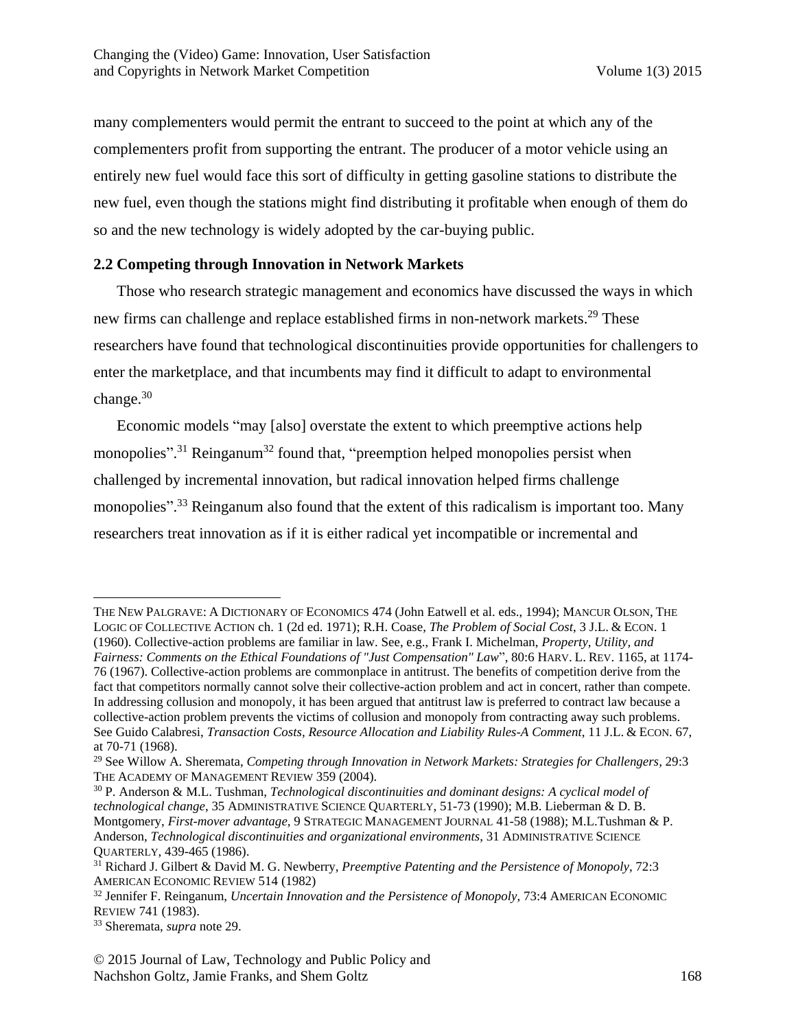many complementers would permit the entrant to succeed to the point at which any of the complementers profit from supporting the entrant. The producer of a motor vehicle using an entirely new fuel would face this sort of difficulty in getting gasoline stations to distribute the new fuel, even though the stations might find distributing it profitable when enough of them do so and the new technology is widely adopted by the car-buying public.

### 2.2 Competing through Innovation in Network Markets

Those who research strategic management and economics have discussed the ways in which new firms can challenge and replace established firms in non-network markets.[29] These researchers have found that technological discontinuities provide opportunities for challengers to enter the marketplace, and that incumbents may find it difficult to adapt to environmental change.[30]

Economic models "may [also] overstate the extent to which preemptive actions help monopolies".[31] Reinganum[32] found that, "preemption helped monopolies persist when challenged by incremental innovation, but radical innovation helped firms challenge monopolies".[33] Reinganum also found that the extent of this radicalism is important too. Many researchers treat innovation as if it is either radical yet incompatible or incremental and

---

THE NEW PALGRAVE: A DICTIONARY OF ECONOMICS 474 (John Eatwell et al. eds., 1994); MANCUR OLSON, THE LOGIC OF COLLECTIVE ACTION ch. 1 (2d ed. 1971); R.H. Coase, *The Problem of Social Cost*, 3 J.L. & ECON. 1 (1960). Collective-action problems are familiar in law. See, e.g., Frank I. Michelman, *Property, Utility, and Fairness: Comments on the Ethical Foundations of "Just Compensation" Law*", 80:6 HARV. L. REV. 1165, at 1174-76 (1967). Collective-action problems are commonplace in antitrust. The benefits of competition derive from the fact that competitors normally cannot solve their collective-action problem and act in concert, rather than compete. In addressing collusion and monopoly, it has been argued that antitrust law is preferred to contract law because a collective-action problem prevents the victims of collusion and monopoly from contracting away such problems. See Guido Calabresi, *Transaction Costs, Resource Allocation and Liability Rules-A Comment*, 11 J.L. & ECON. 67, at 70-71 (1968).

[29] See Willow A. Sheremata, *Competing through Innovation in Network Markets: Strategies for Challengers*, 29:3 THE ACADEMY OF MANAGEMENT REVIEW 359 (2004).

[30] P. Anderson & M.L. Tushman, *Technological discontinuities and dominant designs: A cyclical model of technological change*, 35 ADMINISTRATIVE SCIENCE QUARTERLY, 51-73 (1990); M.B. Lieberman & D. B. Montgomery, *First-mover advantage*, 9 STRATEGIC MANAGEMENT JOURNAL 41-58 (1988); M.L.Tushman & P. Anderson, *Technological discontinuities and organizational environments*, 31 ADMINISTRATIVE SCIENCE QUARTERLY, 439-465 (1986).

[31] Richard J. Gilbert & David M. G. Newberry, *Preemptive Patenting and the Persistence of Monopoly*, 72:3 AMERICAN ECONOMIC REVIEW 514 (1982)

[32] Jennifer F. Reinganum, *Uncertain Innovation and the Persistence of Monopoly*, 73:4 AMERICAN ECONOMIC REVIEW 741 (1983).

[33] Sheremata, *supra* note 29.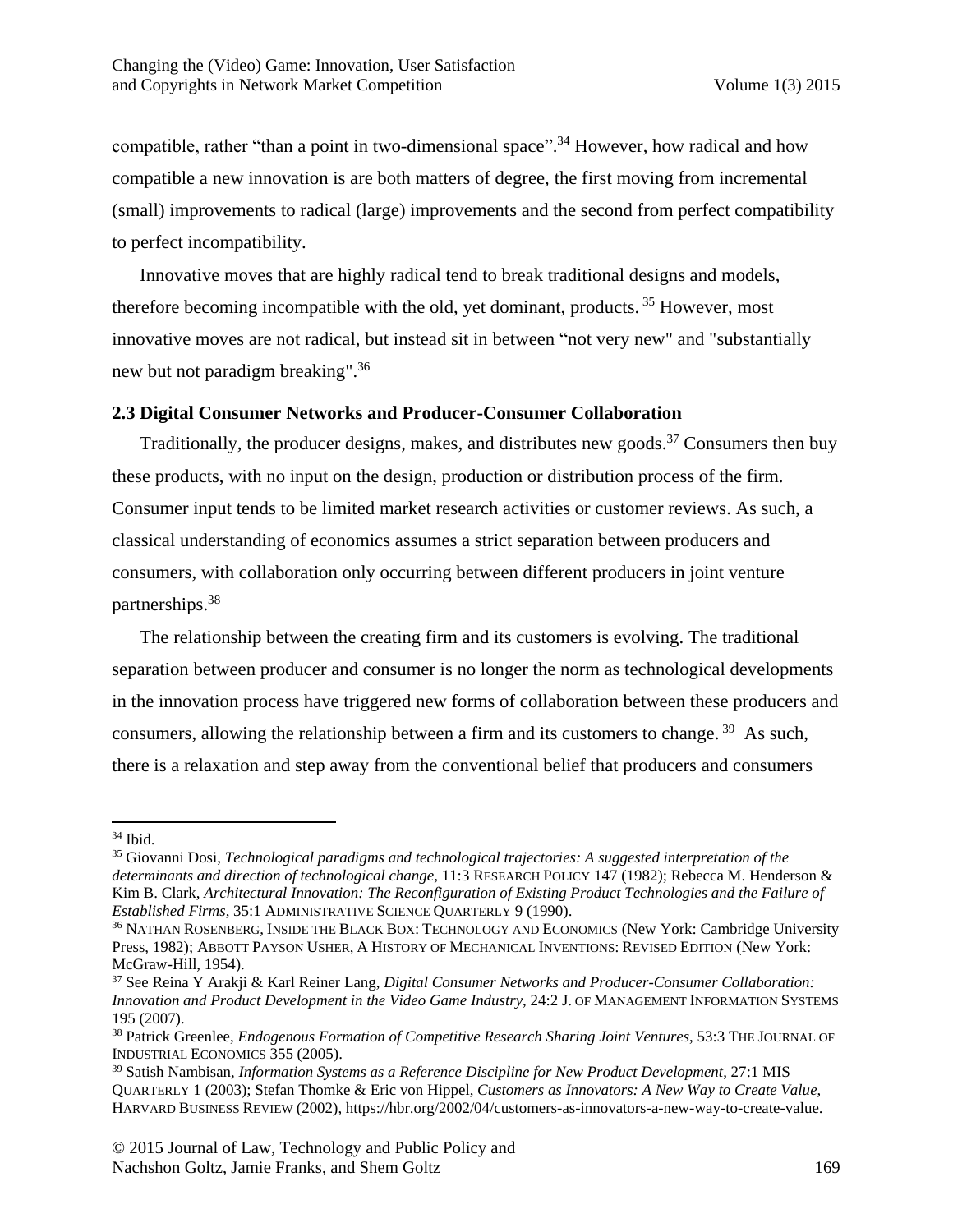compatible, rather "than a point in two-dimensional space".[34] However, how radical and how compatible a new innovation is are both matters of degree, the first moving from incremental (small) improvements to radical (large) improvements and the second from perfect compatibility to perfect incompatibility.

Innovative moves that are highly radical tend to break traditional designs and models, therefore becoming incompatible with the old, yet dominant, products.[35] However, most innovative moves are not radical, but instead sit in between "not very new" and "substantially new but not paradigm breaking".[36]

### 2.3 Digital Consumer Networks and Producer-Consumer Collaboration

Traditionally, the producer designs, makes, and distributes new goods.[37] Consumers then buy these products, with no input on the design, production or distribution process of the firm. Consumer input tends to be limited market research activities or customer reviews. As such, a classical understanding of economics assumes a strict separation between producers and consumers, with collaboration only occurring between different producers in joint venture partnerships.[38]

The relationship between the creating firm and its customers is evolving. The traditional separation between producer and consumer is no longer the norm as technological developments in the innovation process have triggered new forms of collaboration between these producers and consumers, allowing the relationship between a firm and its customers to change.[39] As such, there is a relaxation and step away from the conventional belief that producers and consumers

---

[34] Ibid.

[35] Giovanni Dosi, *Technological paradigms and technological trajectories: A suggested interpretation of the determinants and direction of technological change*, 11:3 RESEARCH POLICY 147 (1982); Rebecca M. Henderson & Kim B. Clark, *Architectural Innovation: The Reconfiguration of Existing Product Technologies and the Failure of Established Firms*, 35:1 ADMINISTRATIVE SCIENCE QUARTERLY 9 (1990).

[36] NATHAN ROSENBERG, INSIDE THE BLACK BOX: TECHNOLOGY AND ECONOMICS (New York: Cambridge University Press, 1982); ABBOTT PAYSON USHER, A HISTORY OF MECHANICAL INVENTIONS: REVISED EDITION (New York: McGraw-Hill, 1954).

[37] See Reina Y Arakji & Karl Reiner Lang, *Digital Consumer Networks and Producer-Consumer Collaboration: Innovation and Product Development in the Video Game Industry*, 24:2 J. OF MANAGEMENT INFORMATION SYSTEMS 195 (2007).

[38] Patrick Greenlee, *Endogenous Formation of Competitive Research Sharing Joint Ventures*, 53:3 THE JOURNAL OF INDUSTRIAL ECONOMICS 355 (2005).

[39] Satish Nambisan, *Information Systems as a Reference Discipline for New Product Development*, 27:1 MIS QUARTERLY 1 (2003); Stefan Thomke & Eric von Hippel, *Customers as Innovators: A New Way to Create Value*, HARVARD BUSINESS REVIEW (2002), https://hbr.org/2002/04/customers-as-innovators-a-new-way-to-create-value.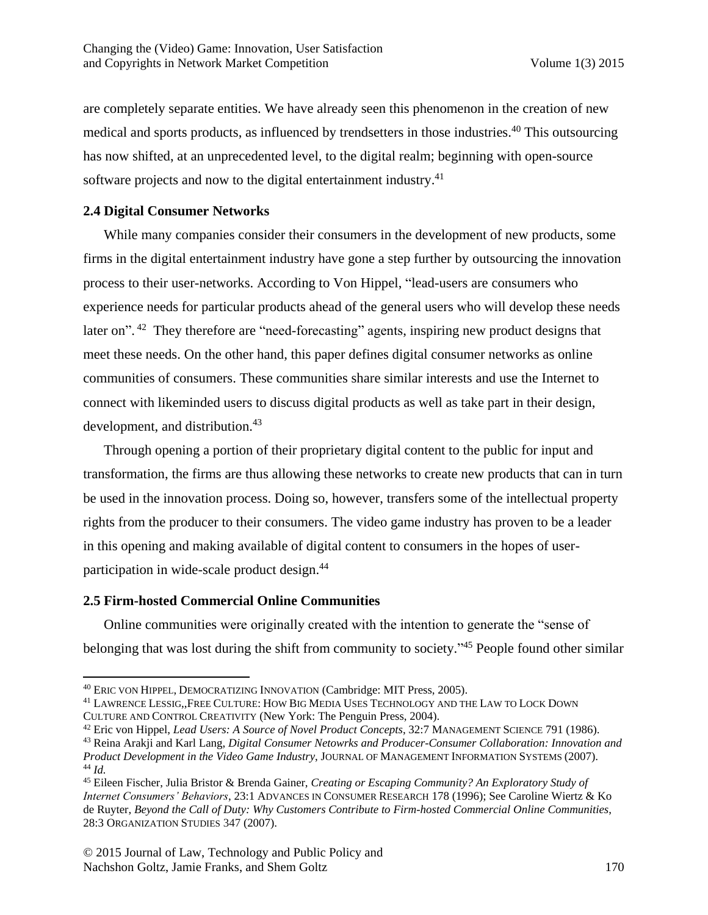are completely separate entities. We have already seen this phenomenon in the creation of new medical and sports products, as influenced by trendsetters in those industries.[40] This outsourcing has now shifted, at an unprecedented level, to the digital realm; beginning with open-source software projects and now to the digital entertainment industry.[41]

### 2.4 Digital Consumer Networks

While many companies consider their consumers in the development of new products, some firms in the digital entertainment industry have gone a step further by outsourcing the innovation process to their user-networks. According to Von Hippel, "lead-users are consumers who experience needs for particular products ahead of the general users who will develop these needs later on".[42] They therefore are "need-forecasting" agents, inspiring new product designs that meet these needs. On the other hand, this paper defines digital consumer networks as online communities of consumers. These communities share similar interests and use the Internet to connect with likeminded users to discuss digital products as well as take part in their design, development, and distribution.[43]

Through opening a portion of their proprietary digital content to the public for input and transformation, the firms are thus allowing these networks to create new products that can in turn be used in the innovation process. Doing so, however, transfers some of the intellectual property rights from the producer to their consumers. The video game industry has proven to be a leader in this opening and making available of digital content to consumers in the hopes of user-participation in wide-scale product design.[44]

### 2.5 Firm-hosted Commercial Online Communities

Online communities were originally created with the intention to generate the "sense of belonging that was lost during the shift from community to society."[45] People found other similar

---

[40] ERIC VON HIPPEL, DEMOCRATIZING INNOVATION (Cambridge: MIT Press, 2005).

[41] LAWRENCE LESSIG,,FREE CULTURE: HOW BIG MEDIA USES TECHNOLOGY AND THE LAW TO LOCK DOWN CULTURE AND CONTROL CREATIVITY (New York: The Penguin Press, 2004).

[42] Eric von Hippel, *Lead Users: A Source of Novel Product Concepts*, 32:7 MANAGEMENT SCIENCE 791 (1986).

[43] Reina Arakji and Karl Lang, *Digital Consumer Netowrks and Producer-Consumer Collaboration: Innovation and Product Development in the Video Game Industry*, JOURNAL OF MANAGEMENT INFORMATION SYSTEMS (2007).

[44] *Id.*

[45] Eileen Fischer, Julia Bristor & Brenda Gainer, *Creating or Escaping Community? An Exploratory Study of Internet Consumers' Behaviors*, 23:1 ADVANCES IN CONSUMER RESEARCH 178 (1996); See Caroline Wiertz & Ko de Ruyter, *Beyond the Call of Duty: Why Customers Contribute to Firm-hosted Commercial Online Communities*, 28:3 ORGANIZATION STUDIES 347 (2007).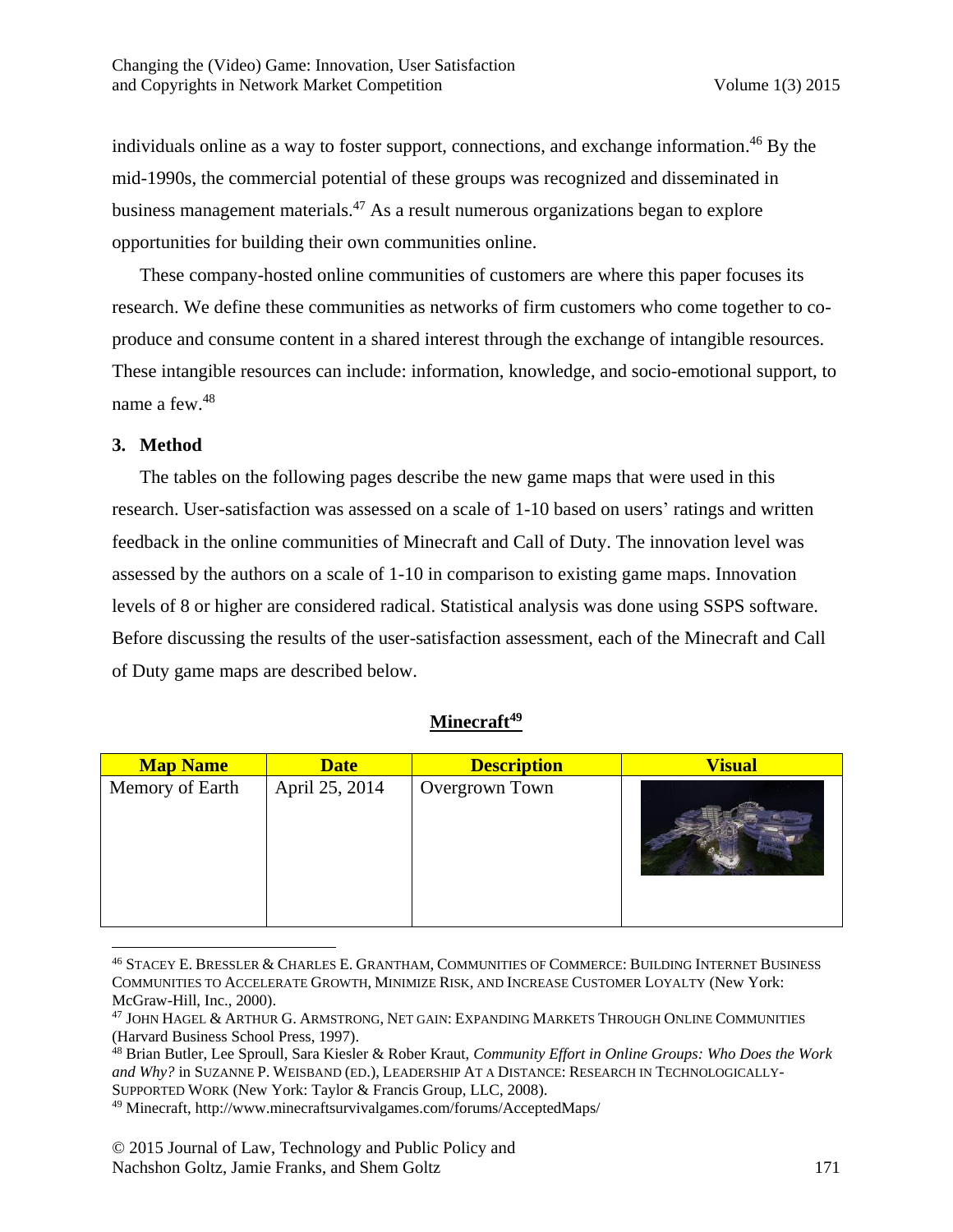individuals online as a way to foster support, connections, and exchange information.[46] By the mid-1990s, the commercial potential of these groups was recognized and disseminated in business management materials.[47] As a result numerous organizations began to explore opportunities for building their own communities online.

These company-hosted online communities of customers are where this paper focuses its research. We define these communities as networks of firm customers who come together to co-produce and consume content in a shared interest through the exchange of intangible resources. These intangible resources can include: information, knowledge, and socio-emotional support, to name a few.[48]

## 3. Method

The tables on the following pages describe the new game maps that were used in this research. User-satisfaction was assessed on a scale of 1-10 based on users' ratings and written feedback in the online communities of Minecraft and Call of Duty. The innovation level was assessed by the authors on a scale of 1-10 in comparison to existing game maps. Innovation levels of 8 or higher are considered radical. Statistical analysis was done using SSPS software. Before discussing the results of the user-satisfaction assessment, each of the Minecraft and Call of Duty game maps are described below.

**Minecraft[49]**

| Map Name | Date | Description | Visual |
|---|---|---|---|
| Memory of Earth | April 25, 2014 | Overgrown Town | |

---

[46] STACEY E. BRESSLER & CHARLES E. GRANTHAM, COMMUNITIES OF COMMERCE: BUILDING INTERNET BUSINESS COMMUNITIES TO ACCELERATE GROWTH, MINIMIZE RISK, AND INCREASE CUSTOMER LOYALTY (New York: McGraw-Hill, Inc., 2000).

[47] JOHN HAGEL & ARTHUR G. ARMSTRONG, NET GAIN: EXPANDING MARKETS THROUGH ONLINE COMMUNITIES (Harvard Business School Press, 1997).

[48] Brian Butler, Lee Sproull, Sara Kiesler & Rober Kraut, *Community Effort in Online Groups: Who Does the Work and Why?* in SUZANNE P. WEISBAND (ED.), LEADERSHIP AT A DISTANCE: RESEARCH IN TECHNOLOGICALLY-SUPPORTED WORK (New York: Taylor & Francis Group, LLC, 2008).

[49] Minecraft, http://www.minecraftsurvivalgames.com/forums/AcceptedMaps/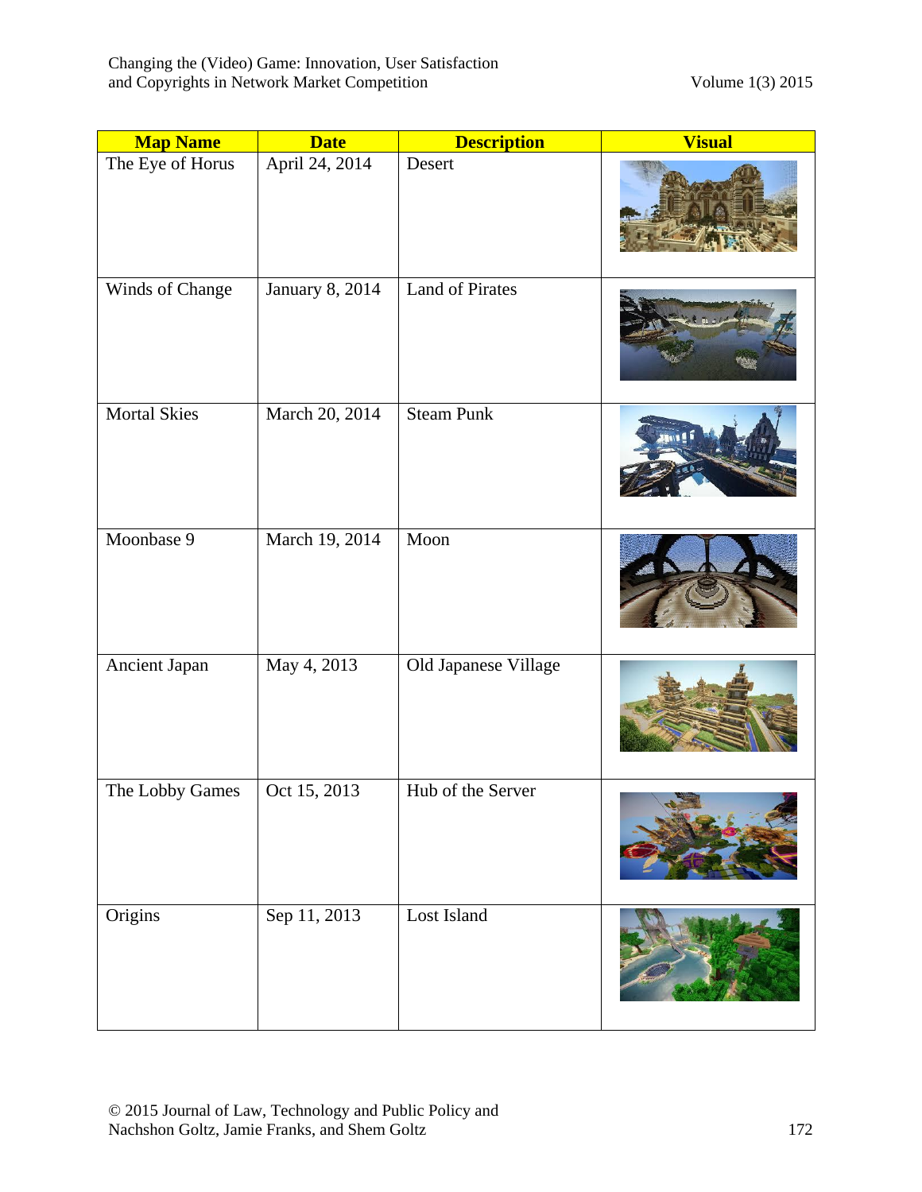| Map Name | Date | Description | Visual |
|---|---|---|---|
| The Eye of Horus | April 24, 2014 | Desert | |
| Winds of Change | January 8, 2014 | Land of Pirates | |
| Mortal Skies | March 20, 2014 | Steam Punk | |
| Moonbase 9 | March 19, 2014 | Moon | |
| Ancient Japan | May 4, 2013 | Old Japanese Village | |
| The Lobby Games | Oct 15, 2013 | Hub of the Server | |
| Origins | Sep 11, 2013 | Lost Island | |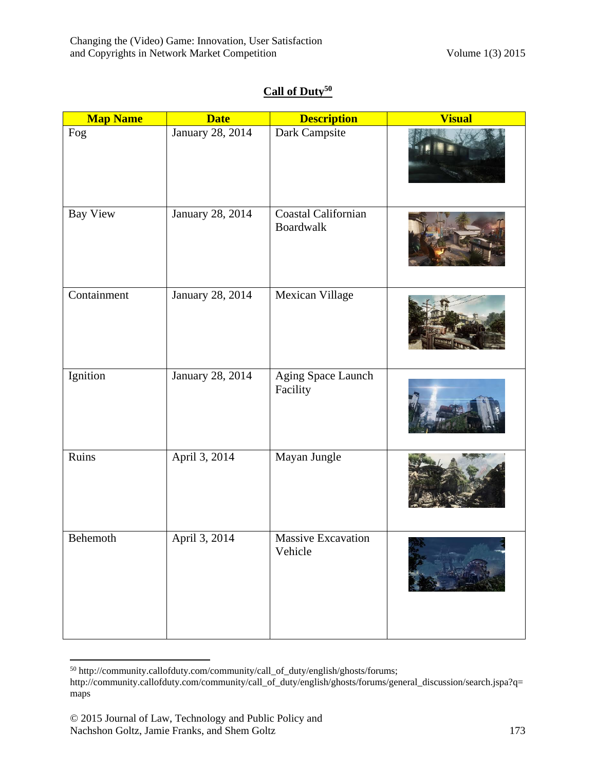## Call of Duty[50]

| Map Name | Date | Description | Visual |
|---|---|---|---|
| Fog | January 28, 2014 | Dark Campsite | |
| Bay View | January 28, 2014 | Coastal Californian Boardwalk | |
| Containment | January 28, 2014 | Mexican Village | |
| Ignition | January 28, 2014 | Aging Space Launch Facility | |
| Ruins | April 3, 2014 | Mayan Jungle | |
| Behemoth | April 3, 2014 | Massive Excavation Vehicle | |

[50] http://community.callofduty.com/community/call_of_duty/english/ghosts/forums; http://community.callofduty.com/community/call_of_duty/english/ghosts/forums/general_discussion/search.jspa?q=maps

© 2015 Journal of Law, Technology and Public Policy and Nachshon Goltz, Jamie Franks, and Shem Goltz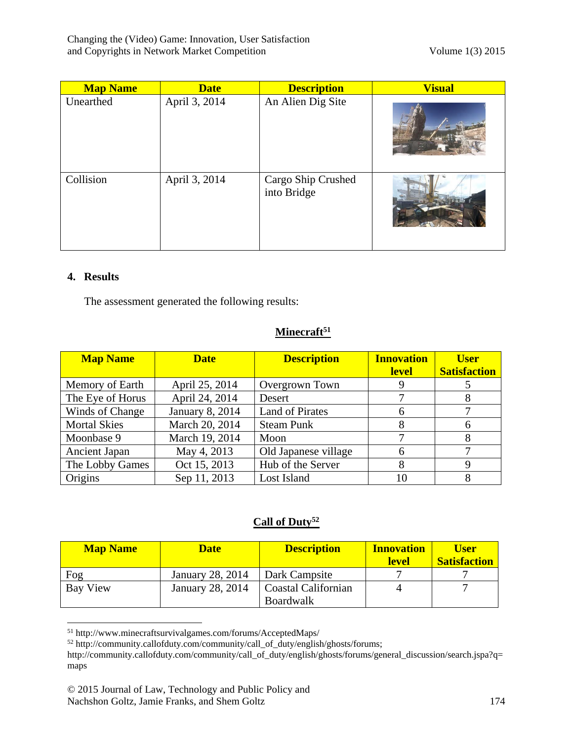| Map Name | Date | Description | Visual |
|---|---|---|---|
| Unearthed | April 3, 2014 | An Alien Dig Site | |
| Collision | April 3, 2014 | Cargo Ship Crushed into Bridge | |

## 4. Results

The assessment generated the following results:

**Minecraft**[51]

| Map Name | Date | Description | Innovation level | User Satisfaction |
|---|---|---|---|---|
| Memory of Earth | April 25, 2014 | Overgrown Town | 9 | 5 |
| The Eye of Horus | April 24, 2014 | Desert | 7 | 8 |
| Winds of Change | January 8, 2014 | Land of Pirates | 6 | 7 |
| Mortal Skies | March 20, 2014 | Steam Punk | 8 | 6 |
| Moonbase 9 | March 19, 2014 | Moon | 7 | 8 |
| Ancient Japan | May 4, 2013 | Old Japanese village | 6 | 7 |
| The Lobby Games | Oct 15, 2013 | Hub of the Server | 8 | 9 |
| Origins | Sep 11, 2013 | Lost Island | 10 | 8 |

**Call of Duty**[52]

| Map Name | Date | Description | Innovation level | User Satisfaction |
|---|---|---|---|---|
| Fog | January 28, 2014 | Dark Campsite | 7 | 7 |
| Bay View | January 28, 2014 | Coastal Californian Boardwalk | 4 | 7 |

[51] http://www.minecraftsurvivalgames.com/forums/AcceptedMaps/

[52] http://community.callofduty.com/community/call_of_duty/english/ghosts/forums; http://community.callofduty.com/community/call_of_duty/english/ghosts/forums/general_discussion/search.jspa?q=maps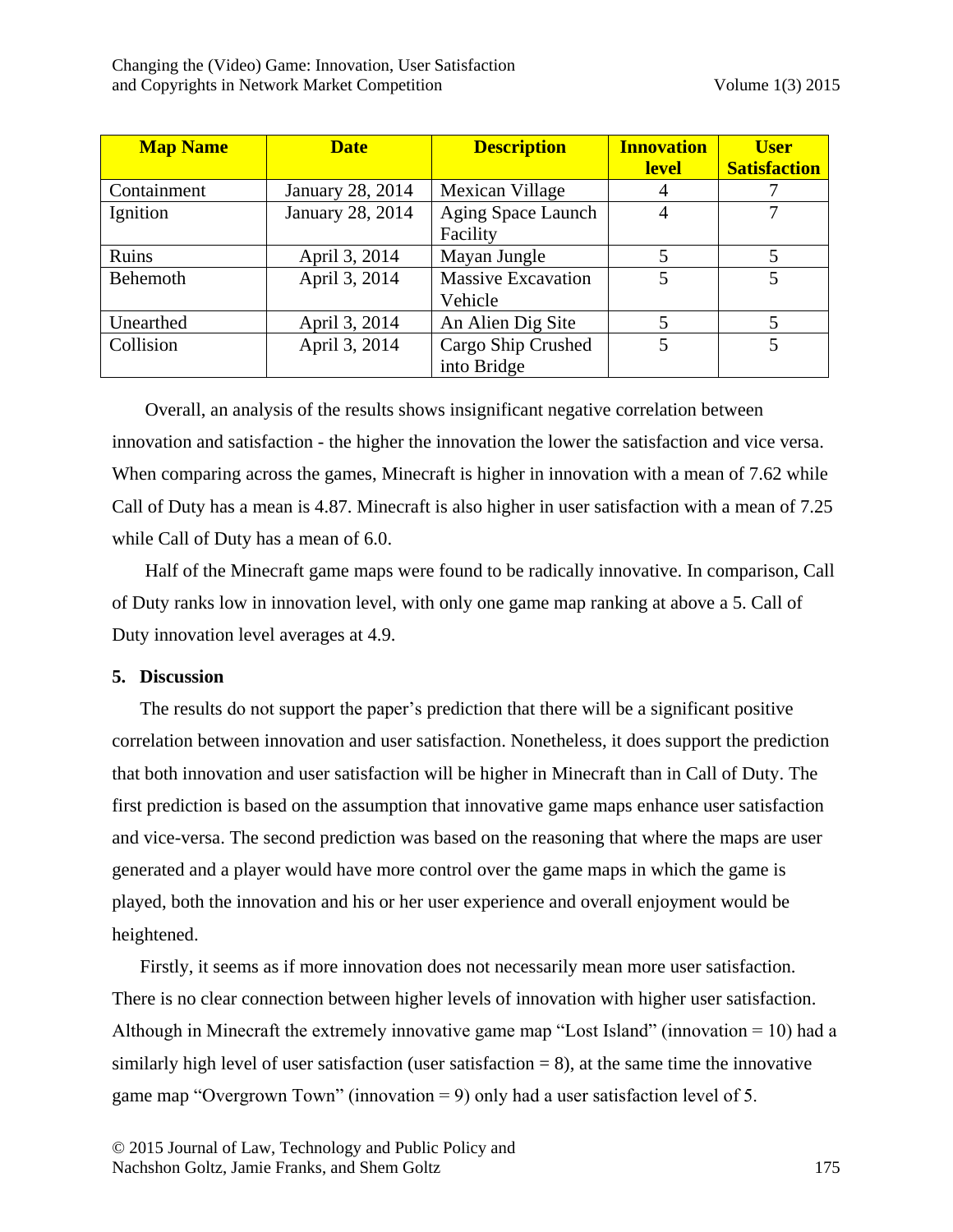| Map Name | Date | Description | Innovation level | User Satisfaction |
|---|---|---|---|---|
| Containment | January 28, 2014 | Mexican Village | 4 | 7 |
| Ignition | January 28, 2014 | Aging Space Launch Facility | 4 | 7 |
| Ruins | April 3, 2014 | Mayan Jungle | 5 | 5 |
| Behemoth | April 3, 2014 | Massive Excavation Vehicle | 5 | 5 |
| Unearthed | April 3, 2014 | An Alien Dig Site | 5 | 5 |
| Collision | April 3, 2014 | Cargo Ship Crushed into Bridge | 5 | 5 |

Overall, an analysis of the results shows insignificant negative correlation between innovation and satisfaction - the higher the innovation the lower the satisfaction and vice versa. When comparing across the games, Minecraft is higher in innovation with a mean of 7.62 while Call of Duty has a mean is 4.87. Minecraft is also higher in user satisfaction with a mean of 7.25 while Call of Duty has a mean of 6.0.

Half of the Minecraft game maps were found to be radically innovative. In comparison, Call of Duty ranks low in innovation level, with only one game map ranking at above a 5. Call of Duty innovation level averages at 4.9.

## 5. Discussion

The results do not support the paper's prediction that there will be a significant positive correlation between innovation and user satisfaction. Nonetheless, it does support the prediction that both innovation and user satisfaction will be higher in Minecraft than in Call of Duty. The first prediction is based on the assumption that innovative game maps enhance user satisfaction and vice-versa. The second prediction was based on the reasoning that where the maps are user generated and a player would have more control over the game maps in which the game is played, both the innovation and his or her user experience and overall enjoyment would be heightened.

Firstly, it seems as if more innovation does not necessarily mean more user satisfaction. There is no clear connection between higher levels of innovation with higher user satisfaction. Although in Minecraft the extremely innovative game map "Lost Island" (innovation = 10) had a similarly high level of user satisfaction (user satisfaction = 8), at the same time the innovative game map "Overgrown Town" (innovation = 9) only had a user satisfaction level of 5.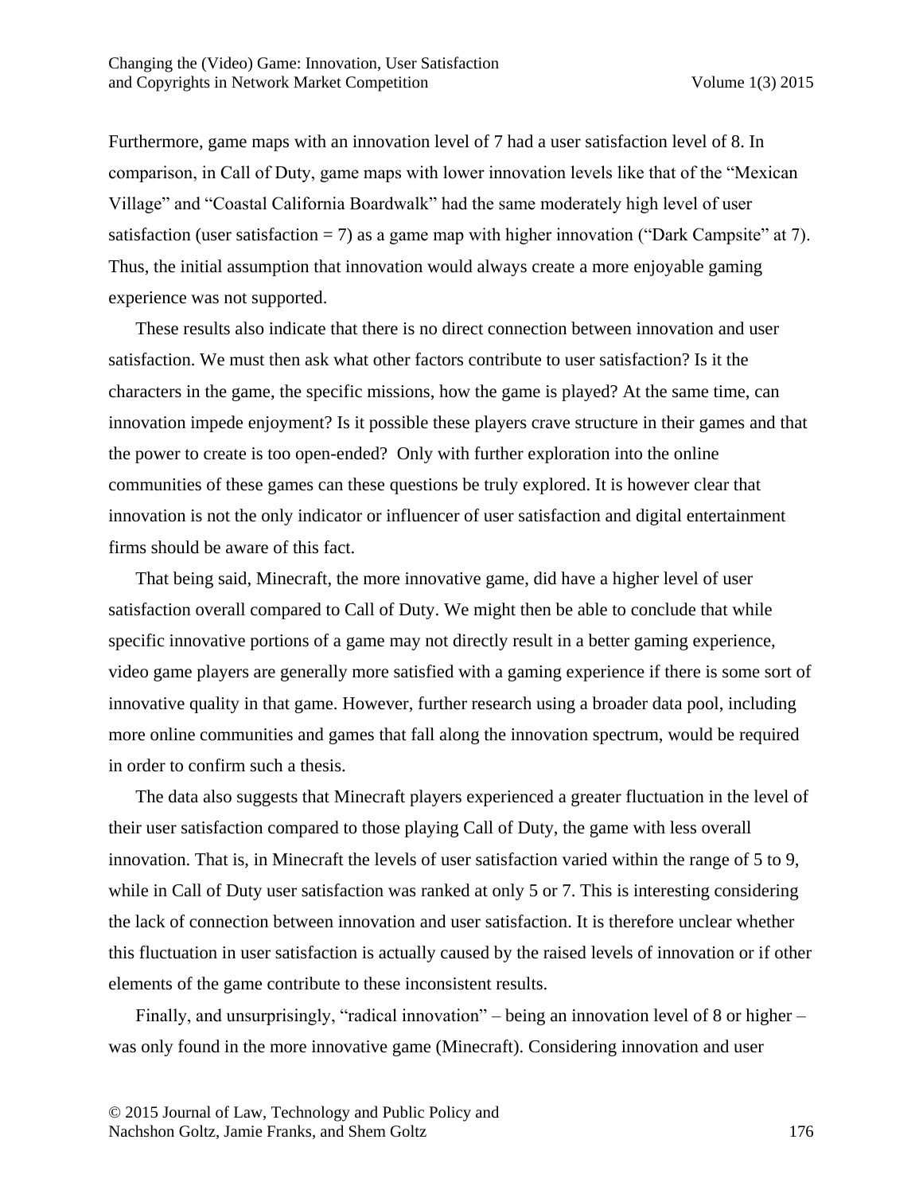Furthermore, game maps with an innovation level of 7 had a user satisfaction level of 8. In comparison, in Call of Duty, game maps with lower innovation levels like that of the "Mexican Village" and "Coastal California Boardwalk" had the same moderately high level of user satisfaction (user satisfaction = 7) as a game map with higher innovation ("Dark Campsite" at 7). Thus, the initial assumption that innovation would always create a more enjoyable gaming experience was not supported.

These results also indicate that there is no direct connection between innovation and user satisfaction. We must then ask what other factors contribute to user satisfaction? Is it the characters in the game, the specific missions, how the game is played? At the same time, can innovation impede enjoyment? Is it possible these players crave structure in their games and that the power to create is too open-ended? Only with further exploration into the online communities of these games can these questions be truly explored. It is however clear that innovation is not the only indicator or influencer of user satisfaction and digital entertainment firms should be aware of this fact.

That being said, Minecraft, the more innovative game, did have a higher level of user satisfaction overall compared to Call of Duty. We might then be able to conclude that while specific innovative portions of a game may not directly result in a better gaming experience, video game players are generally more satisfied with a gaming experience if there is some sort of innovative quality in that game. However, further research using a broader data pool, including more online communities and games that fall along the innovation spectrum, would be required in order to confirm such a thesis.

The data also suggests that Minecraft players experienced a greater fluctuation in the level of their user satisfaction compared to those playing Call of Duty, the game with less overall innovation. That is, in Minecraft the levels of user satisfaction varied within the range of 5 to 9, while in Call of Duty user satisfaction was ranked at only 5 or 7. This is interesting considering the lack of connection between innovation and user satisfaction. It is therefore unclear whether this fluctuation in user satisfaction is actually caused by the raised levels of innovation or if other elements of the game contribute to these inconsistent results.

Finally, and unsurprisingly, "radical innovation" – being an innovation level of 8 or higher – was only found in the more innovative game (Minecraft). Considering innovation and user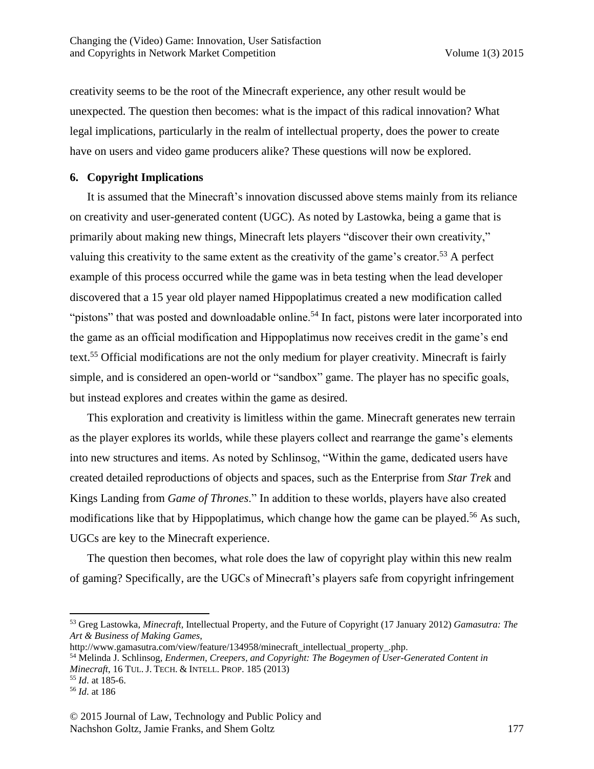creativity seems to be the root of the Minecraft experience, any other result would be unexpected. The question then becomes: what is the impact of this radical innovation? What legal implications, particularly in the realm of intellectual property, does the power to create have on users and video game producers alike? These questions will now be explored.

## 6. Copyright Implications

It is assumed that the Minecraft's innovation discussed above stems mainly from its reliance on creativity and user-generated content (UGC). As noted by Lastowka, being a game that is primarily about making new things, Minecraft lets players "discover their own creativity," valuing this creativity to the same extent as the creativity of the game's creator.[53] A perfect example of this process occurred while the game was in beta testing when the lead developer discovered that a 15 year old player named Hippoplatimus created a new modification called "pistons" that was posted and downloadable online.[54] In fact, pistons were later incorporated into the game as an official modification and Hippoplatimus now receives credit in the game's end text.[55] Official modifications are not the only medium for player creativity. Minecraft is fairly simple, and is considered an open-world or "sandbox" game. The player has no specific goals, but instead explores and creates within the game as desired.

This exploration and creativity is limitless within the game. Minecraft generates new terrain as the player explores its worlds, while these players collect and rearrange the game's elements into new structures and items. As noted by Schlinsog, "Within the game, dedicated users have created detailed reproductions of objects and spaces, such as the Enterprise from *Star Trek* and Kings Landing from *Game of Thrones*." In addition to these worlds, players have also created modifications like that by Hippoplatimus, which change how the game can be played.[56] As such, UGCs are key to the Minecraft experience.

The question then becomes, what role does the law of copyright play within this new realm of gaming? Specifically, are the UGCs of Minecraft's players safe from copyright infringement

---

[53] Greg Lastowka, *Minecraft*, Intellectual Property, and the Future of Copyright (17 January 2012) *Gamasutra: The Art & Business of Making Games*, http://www.gamasutra.com/view/feature/134958/minecraft_intellectual_property_.php.

[54] Melinda J. Schlinsog, *Endermen, Creepers, and Copyright: The Bogeymen of User-Generated Content in Minecraft*, 16 TUL. J. TECH. & INTELL. PROP. 185 (2013)

[55] *Id*. at 185-6.

[56] *Id*. at 186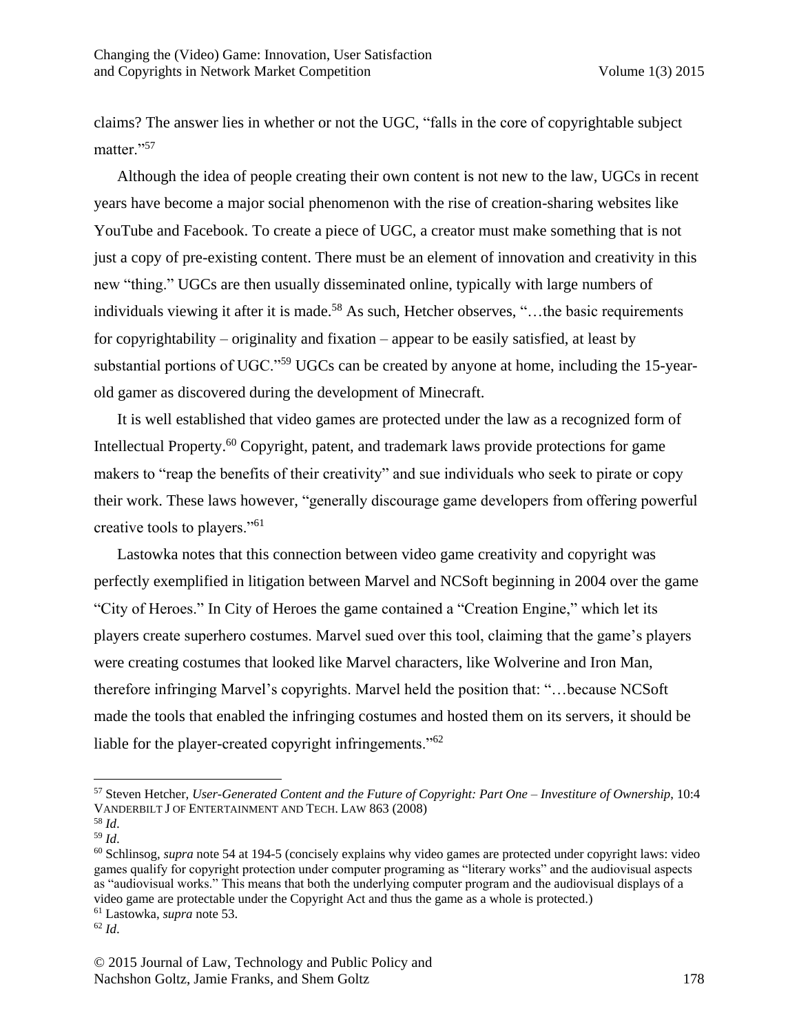claims? The answer lies in whether or not the UGC, "falls in the core of copyrightable subject matter."[57]

Although the idea of people creating their own content is not new to the law, UGCs in recent years have become a major social phenomenon with the rise of creation-sharing websites like YouTube and Facebook. To create a piece of UGC, a creator must make something that is not just a copy of pre-existing content. There must be an element of innovation and creativity in this new "thing." UGCs are then usually disseminated online, typically with large numbers of individuals viewing it after it is made.[58] As such, Hetcher observes, "…the basic requirements for copyrightability – originality and fixation – appear to be easily satisfied, at least by substantial portions of UGC."[59] UGCs can be created by anyone at home, including the 15-year-old gamer as discovered during the development of Minecraft.

It is well established that video games are protected under the law as a recognized form of Intellectual Property.[60] Copyright, patent, and trademark laws provide protections for game makers to "reap the benefits of their creativity" and sue individuals who seek to pirate or copy their work. These laws however, "generally discourage game developers from offering powerful creative tools to players."[61]

Lastowka notes that this connection between video game creativity and copyright was perfectly exemplified in litigation between Marvel and NCSoft beginning in 2004 over the game "City of Heroes." In City of Heroes the game contained a "Creation Engine," which let its players create superhero costumes. Marvel sued over this tool, claiming that the game's players were creating costumes that looked like Marvel characters, like Wolverine and Iron Man, therefore infringing Marvel's copyrights. Marvel held the position that: "…because NCSoft made the tools that enabled the infringing costumes and hosted them on its servers, it should be liable for the player-created copyright infringements."[62]

---

[57] Steven Hetcher, *User-Generated Content and the Future of Copyright: Part One – Investiture of Ownership*, 10:4 VANDERBILT J OF ENTERTAINMENT AND TECH. LAW 863 (2008)

[58] *Id*.

[59] *Id*.

[60] Schlinsog, *supra* note 54 at 194-5 (concisely explains why video games are protected under copyright laws: video games qualify for copyright protection under computer programing as "literary works" and the audiovisual aspects as "audiovisual works." This means that both the underlying computer program and the audiovisual displays of a video game are protectable under the Copyright Act and thus the game as a whole is protected.)

[61] Lastowka, *supra* note 53.

[62] *Id*.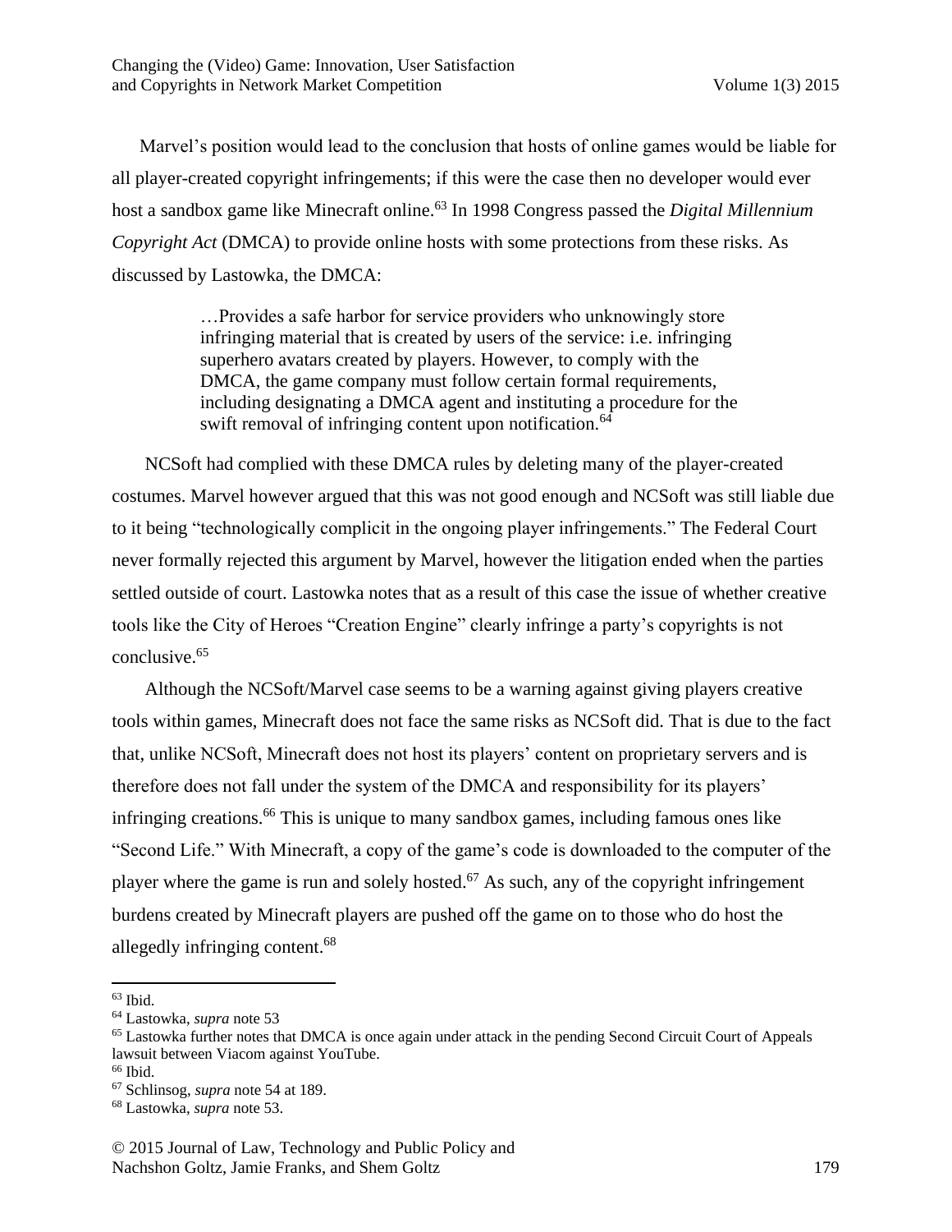Marvel's position would lead to the conclusion that hosts of online games would be liable for all player-created copyright infringements; if this were the case then no developer would ever host a sandbox game like Minecraft online.[63] In 1998 Congress passed the *Digital Millennium Copyright Act* (DMCA) to provide online hosts with some protections from these risks. As discussed by Lastowka, the DMCA:

> …Provides a safe harbor for service providers who unknowingly store infringing material that is created by users of the service: i.e. infringing superhero avatars created by players. However, to comply with the DMCA, the game company must follow certain formal requirements, including designating a DMCA agent and instituting a procedure for the swift removal of infringing content upon notification.[64]

NCSoft had complied with these DMCA rules by deleting many of the player-created costumes. Marvel however argued that this was not good enough and NCSoft was still liable due to it being "technologically complicit in the ongoing player infringements." The Federal Court never formally rejected this argument by Marvel, however the litigation ended when the parties settled outside of court. Lastowka notes that as a result of this case the issue of whether creative tools like the City of Heroes "Creation Engine" clearly infringe a party's copyrights is not conclusive.[65]

Although the NCSoft/Marvel case seems to be a warning against giving players creative tools within games, Minecraft does not face the same risks as NCSoft did. That is due to the fact that, unlike NCSoft, Minecraft does not host its players' content on proprietary servers and is therefore does not fall under the system of the DMCA and responsibility for its players' infringing creations.[66] This is unique to many sandbox games, including famous ones like "Second Life." With Minecraft, a copy of the game's code is downloaded to the computer of the player where the game is run and solely hosted.[67] As such, any of the copyright infringement burdens created by Minecraft players are pushed off the game on to those who do host the allegedly infringing content.[68]

---

[63] Ibid.

[64] Lastowka, *supra* note 53

[65] Lastowka further notes that DMCA is once again under attack in the pending Second Circuit Court of Appeals lawsuit between Viacom against YouTube.

[66] Ibid.

[67] Schlinsog, *supra* note 54 at 189.

[68] Lastowka, *supra* note 53.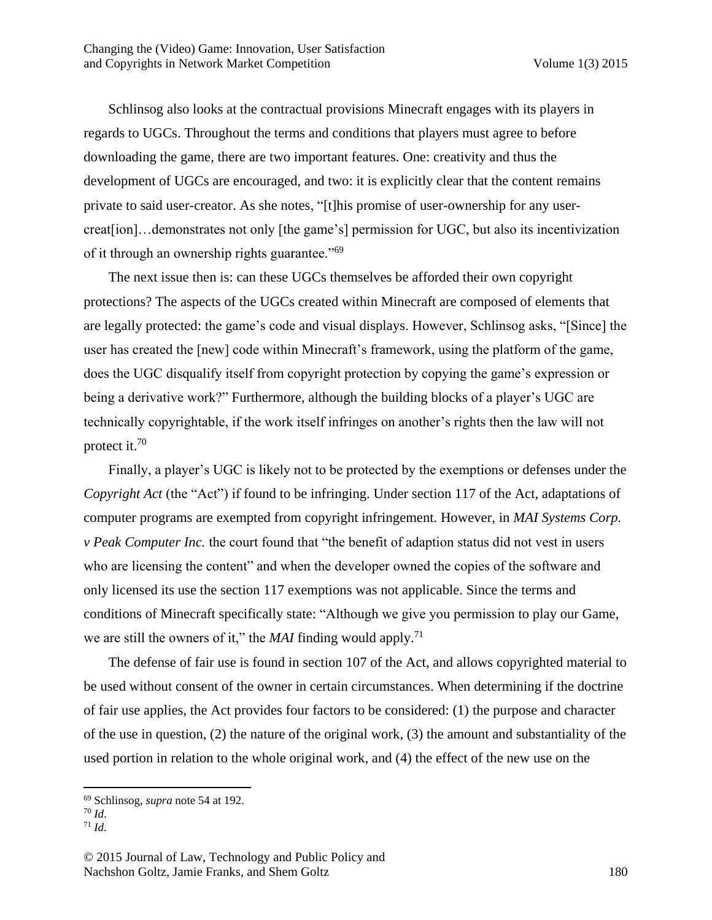Schlinsog also looks at the contractual provisions Minecraft engages with its players in regards to UGCs. Throughout the terms and conditions that players must agree to before downloading the game, there are two important features. One: creativity and thus the development of UGCs are encouraged, and two: it is explicitly clear that the content remains private to said user-creator. As she notes, "[t]his promise of user-ownership for any user-creat[ion]…demonstrates not only [the game's] permission for UGC, but also its incentivization of it through an ownership rights guarantee."[69]

The next issue then is: can these UGCs themselves be afforded their own copyright protections? The aspects of the UGCs created within Minecraft are composed of elements that are legally protected: the game's code and visual displays. However, Schlinsog asks, "[Since] the user has created the [new] code within Minecraft's framework, using the platform of the game, does the UGC disqualify itself from copyright protection by copying the game's expression or being a derivative work?" Furthermore, although the building blocks of a player's UGC are technically copyrightable, if the work itself infringes on another's rights then the law will not protect it.[70]

Finally, a player's UGC is likely not to be protected by the exemptions or defenses under the *Copyright Act* (the "Act") if found to be infringing. Under section 117 of the Act, adaptations of computer programs are exempted from copyright infringement. However, in *MAI Systems Corp. v Peak Computer Inc.* the court found that "the benefit of adaption status did not vest in users who are licensing the content" and when the developer owned the copies of the software and only licensed its use the section 117 exemptions was not applicable. Since the terms and conditions of Minecraft specifically state: "Although we give you permission to play our Game, we are still the owners of it," the *MAI* finding would apply.[71]

The defense of fair use is found in section 107 of the Act, and allows copyrighted material to be used without consent of the owner in certain circumstances. When determining if the doctrine of fair use applies, the Act provides four factors to be considered: (1) the purpose and character of the use in question, (2) the nature of the original work, (3) the amount and substantiality of the used portion in relation to the whole original work, and (4) the effect of the new use on the

---

[69] Schlinsog, *supra* note 54 at 192.

[70] *Id*.

[71] *Id*.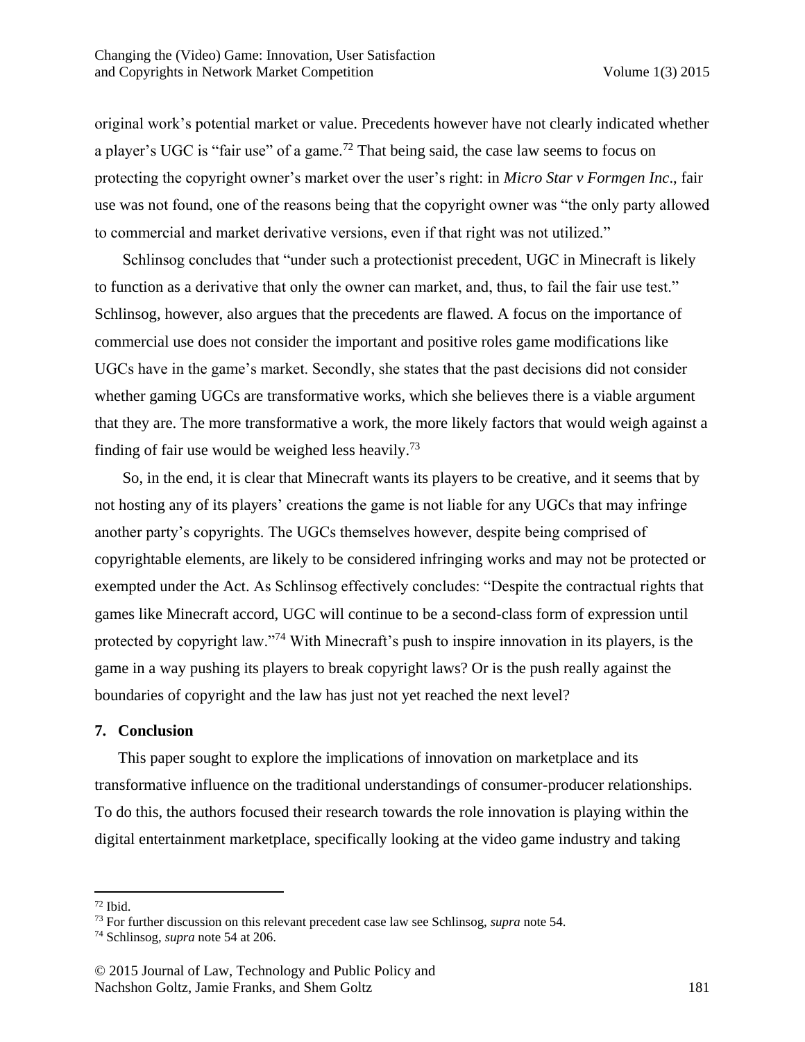original work's potential market or value. Precedents however have not clearly indicated whether a player's UGC is "fair use" of a game.[72] That being said, the case law seems to focus on protecting the copyright owner's market over the user's right: in *Micro Star v Formgen Inc*., fair use was not found, one of the reasons being that the copyright owner was "the only party allowed to commercial and market derivative versions, even if that right was not utilized."

Schlinsog concludes that "under such a protectionist precedent, UGC in Minecraft is likely to function as a derivative that only the owner can market, and, thus, to fail the fair use test." Schlinsog, however, also argues that the precedents are flawed. A focus on the importance of commercial use does not consider the important and positive roles game modifications like UGCs have in the game's market. Secondly, she states that the past decisions did not consider whether gaming UGCs are transformative works, which she believes there is a viable argument that they are. The more transformative a work, the more likely factors that would weigh against a finding of fair use would be weighed less heavily.[73]

So, in the end, it is clear that Minecraft wants its players to be creative, and it seems that by not hosting any of its players' creations the game is not liable for any UGCs that may infringe another party's copyrights. The UGCs themselves however, despite being comprised of copyrightable elements, are likely to be considered infringing works and may not be protected or exempted under the Act. As Schlinsog effectively concludes: "Despite the contractual rights that games like Minecraft accord, UGC will continue to be a second-class form of expression until protected by copyright law."[74] With Minecraft's push to inspire innovation in its players, is the game in a way pushing its players to break copyright laws? Or is the push really against the boundaries of copyright and the law has just not yet reached the next level?

## 7. Conclusion

This paper sought to explore the implications of innovation on marketplace and its transformative influence on the traditional understandings of consumer-producer relationships. To do this, the authors focused their research towards the role innovation is playing within the digital entertainment marketplace, specifically looking at the video game industry and taking

---

[72] Ibid.

[73] For further discussion on this relevant precedent case law see Schlinsog, *supra* note 54.

[74] Schlinsog, *supra* note 54 at 206.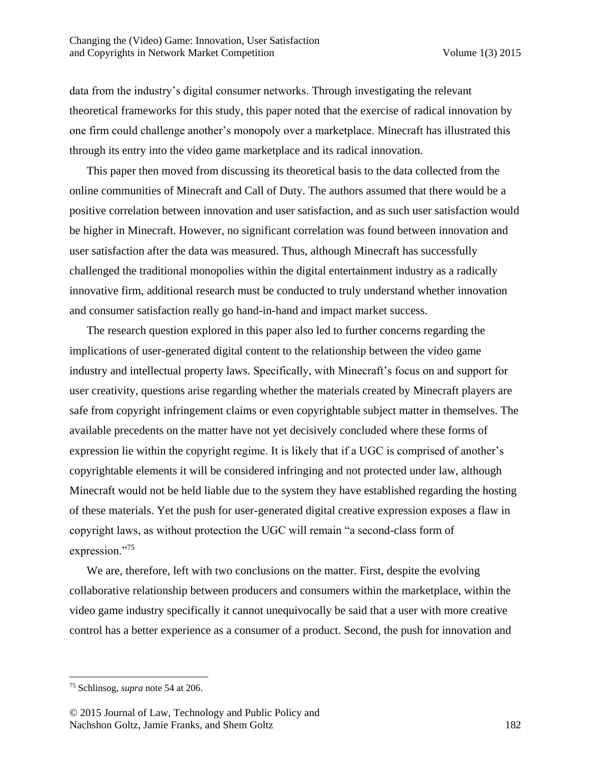data from the industry's digital consumer networks. Through investigating the relevant theoretical frameworks for this study, this paper noted that the exercise of radical innovation by one firm could challenge another's monopoly over a marketplace. Minecraft has illustrated this through its entry into the video game marketplace and its radical innovation.

This paper then moved from discussing its theoretical basis to the data collected from the online communities of Minecraft and Call of Duty. The authors assumed that there would be a positive correlation between innovation and user satisfaction, and as such user satisfaction would be higher in Minecraft. However, no significant correlation was found between innovation and user satisfaction after the data was measured. Thus, although Minecraft has successfully challenged the traditional monopolies within the digital entertainment industry as a radically innovative firm, additional research must be conducted to truly understand whether innovation and consumer satisfaction really go hand-in-hand and impact market success.

The research question explored in this paper also led to further concerns regarding the implications of user-generated digital content to the relationship between the video game industry and intellectual property laws. Specifically, with Minecraft's focus on and support for user creativity, questions arise regarding whether the materials created by Minecraft players are safe from copyright infringement claims or even copyrightable subject matter in themselves. The available precedents on the matter have not yet decisively concluded where these forms of expression lie within the copyright regime. It is likely that if a UGC is comprised of another's copyrightable elements it will be considered infringing and not protected under law, although Minecraft would not be held liable due to the system they have established regarding the hosting of these materials. Yet the push for user-generated digital creative expression exposes a flaw in copyright laws, as without protection the UGC will remain "a second-class form of expression."[75]

We are, therefore, left with two conclusions on the matter. First, despite the evolving collaborative relationship between producers and consumers within the marketplace, within the video game industry specifically it cannot unequivocally be said that a user with more creative control has a better experience as a consumer of a product. Second, the push for innovation and

[75] Schlinsog, *supra* note 54 at 206.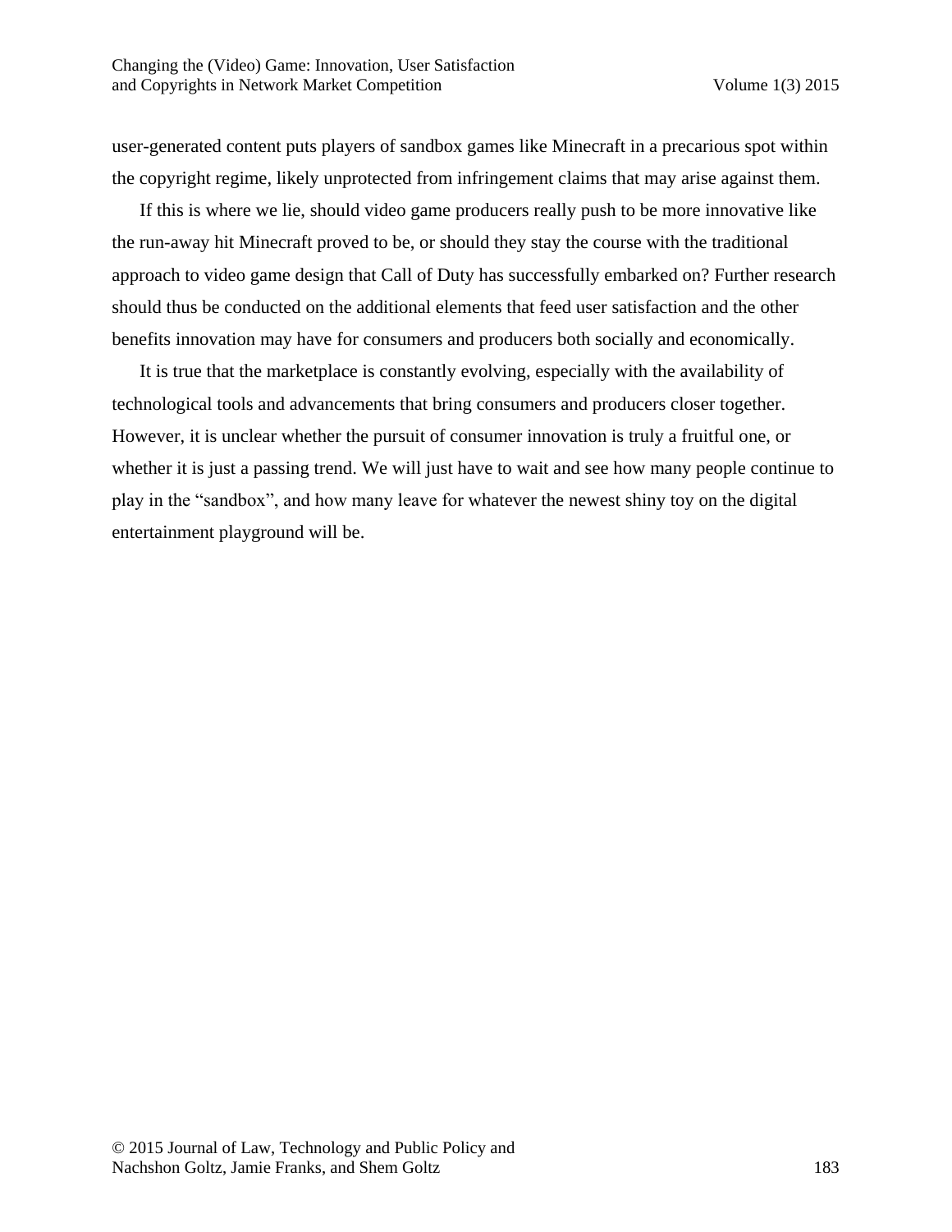user-generated content puts players of sandbox games like Minecraft in a precarious spot within the copyright regime, likely unprotected from infringement claims that may arise against them.

If this is where we lie, should video game producers really push to be more innovative like the run-away hit Minecraft proved to be, or should they stay the course with the traditional approach to video game design that Call of Duty has successfully embarked on? Further research should thus be conducted on the additional elements that feed user satisfaction and the other benefits innovation may have for consumers and producers both socially and economically.

It is true that the marketplace is constantly evolving, especially with the availability of technological tools and advancements that bring consumers and producers closer together. However, it is unclear whether the pursuit of consumer innovation is truly a fruitful one, or whether it is just a passing trend. We will just have to wait and see how many people continue to play in the "sandbox", and how many leave for whatever the newest shiny toy on the digital entertainment playground will be.